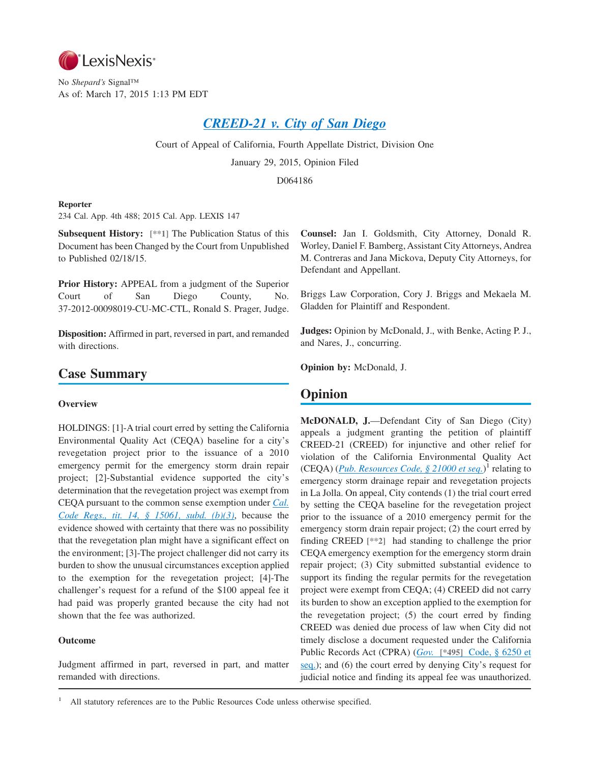LexisNexis®

No *Shepard's* Signal™
As of: March 17, 2015 1:13 PM EDT

# *CREED-21 v. City of San Diego*

Court of Appeal of California, Fourth Appellate District, Division One

January 29, 2015, Opinion Filed

D064186

**Reporter**

234 Cal. App. 4th 488; 2015 Cal. App. LEXIS 147

**Subsequent History:** [**1] The Publication Status of this Document has been Changed by the Court from Unpublished to Published 02/18/15.

**Prior History:** APPEAL from a judgment of the Superior Court of San Diego County, No. 37-2012-00098019-CU-MC-CTL, Ronald S. Prager, Judge.

**Disposition:** Affirmed in part, reversed in part, and remanded with directions.

## Case Summary

### Overview

HOLDINGS: [1]-A trial court erred by setting the California Environmental Quality Act (CEQA) baseline for a city's revegetation project prior to the issuance of a 2010 emergency permit for the emergency storm drain repair project; [2]-Substantial evidence supported the city's determination that the revegetation project was exempt from CEQA pursuant to the common sense exemption under *Cal. Code Regs., tit. 14, § 15061, subd. (b)(3)*, because the evidence showed with certainty that there was no possibility that the revegetation plan might have a significant effect on the environment; [3]-The project challenger did not carry its burden to show the unusual circumstances exception applied to the exemption for the revegetation project; [4]-The challenger's request for a refund of the $100 appeal fee it had paid was properly granted because the city had not shown that the fee was authorized.

### Outcome

Judgment affirmed in part, reversed in part, and matter remanded with directions.

**Counsel:** Jan I. Goldsmith, City Attorney, Donald R. Worley, Daniel F. Bamberg, Assistant City Attorneys, Andrea M. Contreras and Jana Mickova, Deputy City Attorneys, for Defendant and Appellant.

Briggs Law Corporation, Cory J. Briggs and Mekaela M. Gladden for Plaintiff and Respondent.

**Judges:** Opinion by McDonald, J., with Benke, Acting P. J., and Nares, J., concurring.

**Opinion by:** McDonald, J.

## Opinion

**McDONALD, J.**—Defendant City of San Diego (City) appeals a judgment granting the petition of plaintiff CREED-21 (CREED) for injunctive and other relief for violation of the California Environmental Quality Act (CEQA) (*Pub. Resources Code, § 21000 et seq.*)[1] relating to emergency storm drainage repair and revegetation projects in La Jolla. On appeal, City contends (1) the trial court erred by setting the CEQA baseline for the revegetation project prior to the issuance of a 2010 emergency permit for the emergency storm drain repair project; (2) the court erred by finding CREED [**2] had standing to challenge the prior CEQA emergency exemption for the emergency storm drain repair project; (3) City submitted substantial evidence to support its finding the regular permits for the revegetation project were exempt from CEQA; (4) CREED did not carry its burden to show an exception applied to the exemption for the revegetation project; (5) the court erred by finding CREED was denied due process of law when City did not timely disclose a document requested under the California Public Records Act (CPRA) (*Gov. [*495] Code, § 6250 et seq.*); and (6) the court erred by denying City's request for judicial notice and finding its appeal fee was unauthorized.

[1] All statutory references are to the Public Resources Code unless otherwise specified.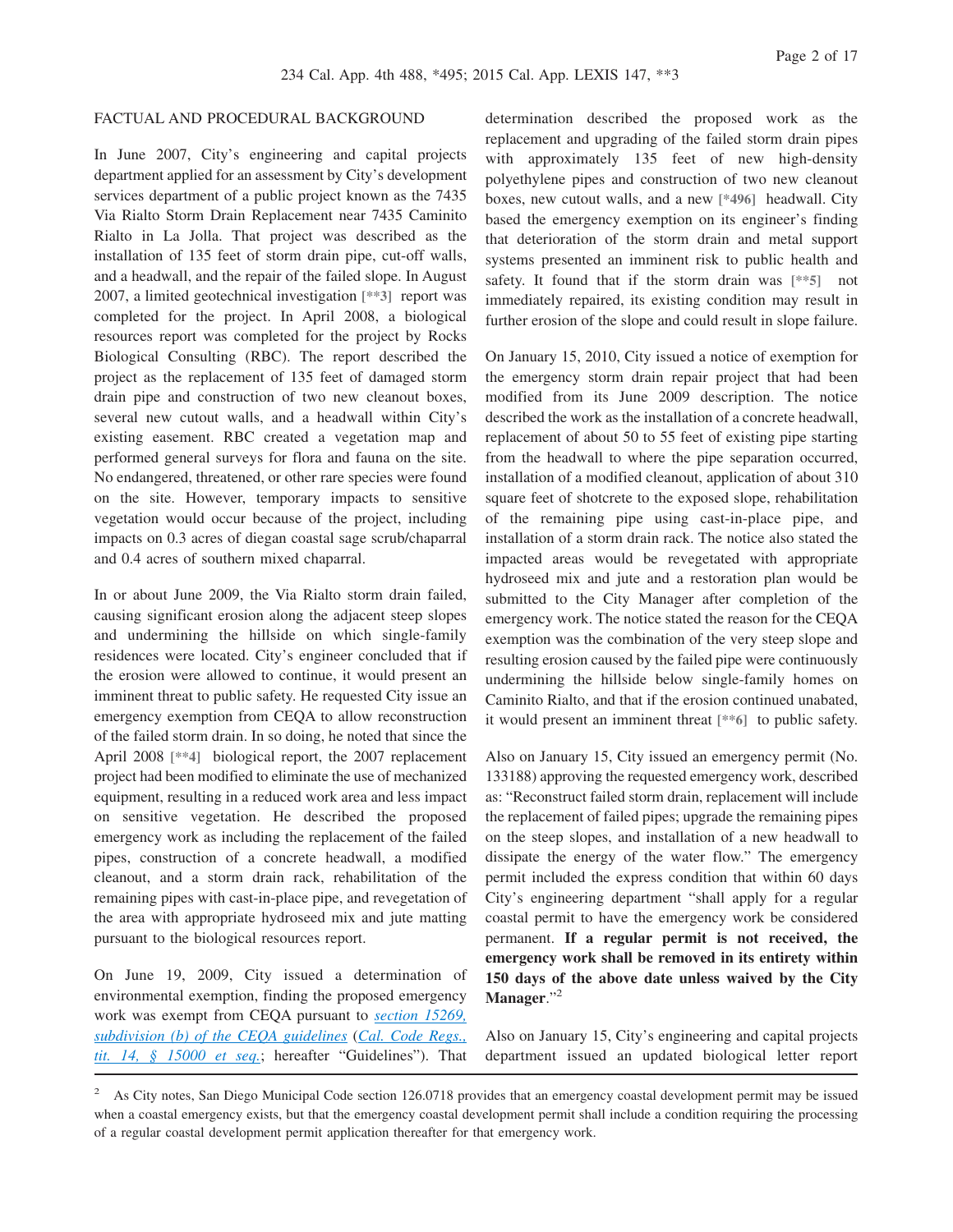FACTUAL AND PROCEDURAL BACKGROUND

In June 2007, City's engineering and capital projects department applied for an assessment by City's development services department of a public project known as the 7435 Via Rialto Storm Drain Replacement near 7435 Caminito Rialto in La Jolla. That project was described as the installation of 135 feet of storm drain pipe, cut-off walls, and a headwall, and the repair of the failed slope. In August 2007, a limited geotechnical investigation [**3] report was completed for the project. In April 2008, a biological resources report was completed for the project by Rocks Biological Consulting (RBC). The report described the project as the replacement of 135 feet of damaged storm drain pipe and construction of two new cleanout boxes, several new cutout walls, and a headwall within City's existing easement. RBC created a vegetation map and performed general surveys for flora and fauna on the site. No endangered, threatened, or other rare species were found on the site. However, temporary impacts to sensitive vegetation would occur because of the project, including impacts on 0.3 acres of diegan coastal sage scrub/chaparral and 0.4 acres of southern mixed chaparral.

In or about June 2009, the Via Rialto storm drain failed, causing significant erosion along the adjacent steep slopes and undermining the hillside on which single-family residences were located. City's engineer concluded that if the erosion were allowed to continue, it would present an imminent threat to public safety. He requested City issue an emergency exemption from CEQA to allow reconstruction of the failed storm drain. In so doing, he noted that since the April 2008 [**4] biological report, the 2007 replacement project had been modified to eliminate the use of mechanized equipment, resulting in a reduced work area and less impact on sensitive vegetation. He described the proposed emergency work as including the replacement of the failed pipes, construction of a concrete headwall, a modified cleanout, and a storm drain rack, rehabilitation of the remaining pipes with cast-in-place pipe, and revegetation of the area with appropriate hydroseed mix and jute matting pursuant to the biological resources report.

On June 19, 2009, City issued a determination of environmental exemption, finding the proposed emergency work was exempt from CEQA pursuant to *section 15269, subdivision (b) of the CEQA guidelines* (*Cal. Code Regs., tit. 14, § 15000 et seq.*; hereafter "Guidelines"). That determination described the proposed work as the replacement and upgrading of the failed storm drain pipes with approximately 135 feet of new high-density polyethylene pipes and construction of two new cleanout boxes, new cutout walls, and a new [*496] headwall. City based the emergency exemption on its engineer's finding that deterioration of the storm drain and metal support systems presented an imminent risk to public health and safety. It found that if the storm drain was [**5] not immediately repaired, its existing condition may result in further erosion of the slope and could result in slope failure.

On January 15, 2010, City issued a notice of exemption for the emergency storm drain repair project that had been modified from its June 2009 description. The notice described the work as the installation of a concrete headwall, replacement of about 50 to 55 feet of existing pipe starting from the headwall to where the pipe separation occurred, installation of a modified cleanout, application of about 310 square feet of shotcrete to the exposed slope, rehabilitation of the remaining pipe using cast-in-place pipe, and installation of a storm drain rack. The notice also stated the impacted areas would be revegetated with appropriate hydroseed mix and jute and a restoration plan would be submitted to the City Manager after completion of the emergency work. The notice stated the reason for the CEQA exemption was the combination of the very steep slope and resulting erosion caused by the failed pipe were continuously undermining the hillside below single-family homes on Caminito Rialto, and that if the erosion continued unabated, it would present an imminent threat [**6] to public safety.

Also on January 15, City issued an emergency permit (No. 133188) approving the requested emergency work, described as: "Reconstruct failed storm drain, replacement will include the replacement of failed pipes; upgrade the remaining pipes on the steep slopes, and installation of a new headwall to dissipate the energy of the water flow." The emergency permit included the express condition that within 60 days City's engineering department "shall apply for a regular coastal permit to have the emergency work be considered permanent. **If a regular permit is not received, the emergency work shall be removed in its entirety within 150 days of the above date unless waived by the City Manager**."[2]

Also on January 15, City's engineering and capital projects department issued an updated biological letter report

[2] As City notes, San Diego Municipal Code section 126.0718 provides that an emergency coastal development permit may be issued when a coastal emergency exists, but that the emergency coastal development permit shall include a condition requiring the processing of a regular coastal development permit application thereafter for that emergency work.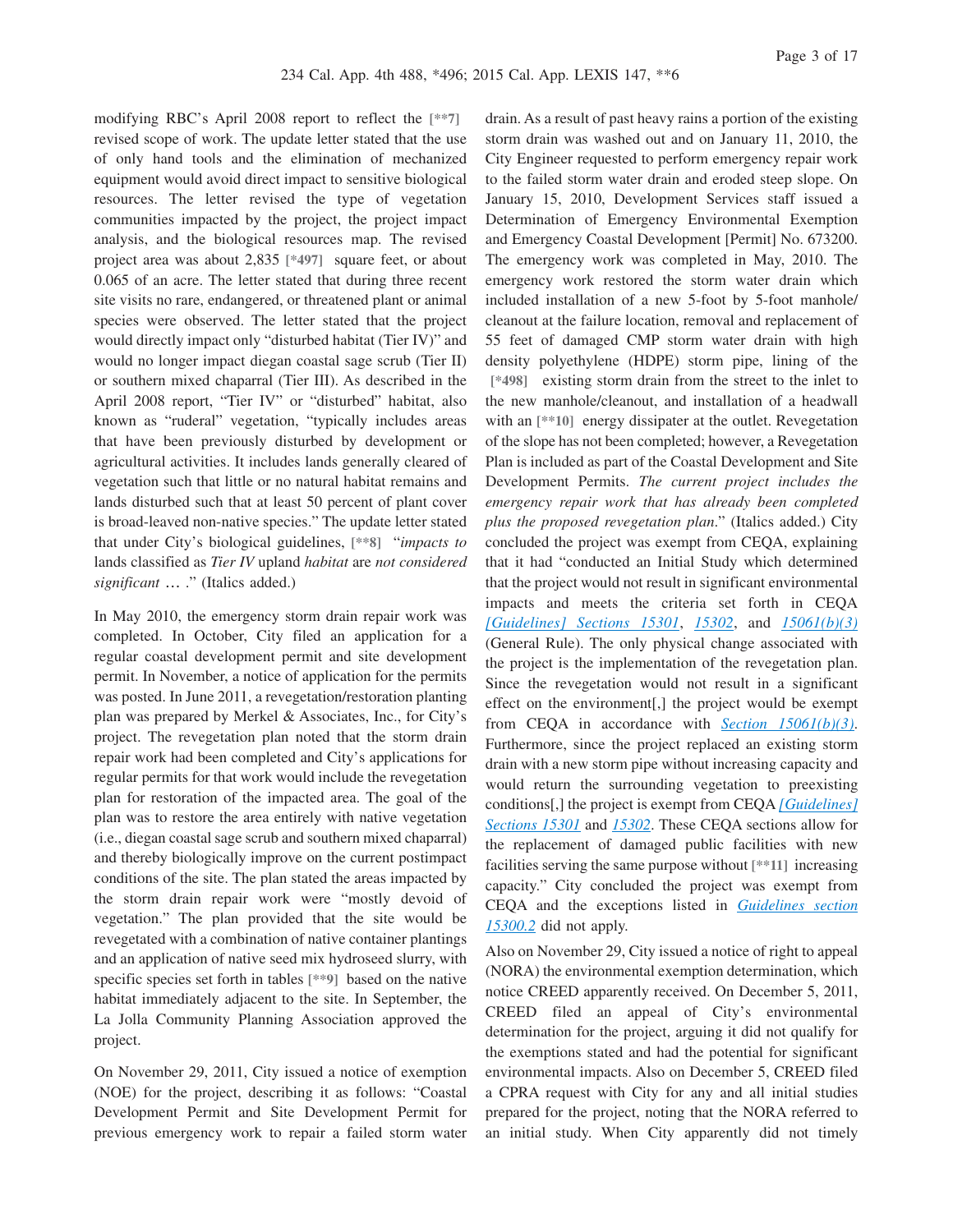modifying RBC's April 2008 report to reflect the [**7] revised scope of work. The update letter stated that the use of only hand tools and the elimination of mechanized equipment would avoid direct impact to sensitive biological resources. The letter revised the type of vegetation communities impacted by the project, the project impact analysis, and the biological resources map. The revised project area was about 2,835 [*497] square feet, or about 0.065 of an acre. The letter stated that during three recent site visits no rare, endangered, or threatened plant or animal species were observed. The letter stated that the project would directly impact only "disturbed habitat (Tier IV)" and would no longer impact diegan coastal sage scrub (Tier II) or southern mixed chaparral (Tier III). As described in the April 2008 report, "Tier IV" or "disturbed" habitat, also known as "ruderal" vegetation, "typically includes areas that have been previously disturbed by development or agricultural activities. It includes lands generally cleared of vegetation such that little or no natural habitat remains and lands disturbed such that at least 50 percent of plant cover is broad-leaved non-native species." The update letter stated that under City's biological guidelines, [**8] "*impacts to* lands classified as *Tier IV* upland *habitat* are *not considered significant* … ." (Italics added.)

In May 2010, the emergency storm drain repair work was completed. In October, City filed an application for a regular coastal development permit and site development permit. In November, a notice of application for the permits was posted. In June 2011, a revegetation/restoration planting plan was prepared by Merkel & Associates, Inc., for City's project. The revegetation plan noted that the storm drain repair work had been completed and City's applications for regular permits for that work would include the revegetation plan for restoration of the impacted area. The goal of the plan was to restore the area entirely with native vegetation (i.e., diegan coastal sage scrub and southern mixed chaparral) and thereby biologically improve on the current postimpact conditions of the site. The plan stated the areas impacted by the storm drain repair work were "mostly devoid of vegetation." The plan provided that the site would be revegetated with a combination of native container plantings and an application of native seed mix hydroseed slurry, with specific species set forth in tables [**9] based on the native habitat immediately adjacent to the site. In September, the La Jolla Community Planning Association approved the project.

On November 29, 2011, City issued a notice of exemption (NOE) for the project, describing it as follows: "Coastal Development Permit and Site Development Permit for previous emergency work to repair a failed storm water drain. As a result of past heavy rains a portion of the existing storm drain was washed out and on January 11, 2010, the City Engineer requested to perform emergency repair work to the failed storm water drain and eroded steep slope. On January 15, 2010, Development Services staff issued a Determination of Emergency Environmental Exemption and Emergency Coastal Development [Permit] No. 673200. The emergency work was completed in May, 2010. The emergency work restored the storm water drain which included installation of a new 5-foot by 5-foot manhole/cleanout at the failure location, removal and replacement of 55 feet of damaged CMP storm water drain with high density polyethylene (HDPE) storm pipe, lining of the [*498] existing storm drain from the street to the inlet to the new manhole/cleanout, and installation of a headwall with an [**10] energy dissipater at the outlet. Revegetation of the slope has not been completed; however, a Revegetation Plan is included as part of the Coastal Development and Site Development Permits. *The current project includes the emergency repair work that has already been completed plus the proposed revegetation plan*." (Italics added.) City concluded the project was exempt from CEQA, explaining that it had "conducted an Initial Study which determined that the project would not result in significant environmental impacts and meets the criteria set forth in CEQA [Guidelines] Sections 15301, 15302, and 15061(b)(3) (General Rule). The only physical change associated with the project is the implementation of the revegetation plan. Since the revegetation would not result in a significant effect on the environment[,] the project would be exempt from CEQA in accordance with Section 15061(b)(3). Furthermore, since the project replaced an existing storm drain with a new storm pipe without increasing capacity and would return the surrounding vegetation to preexisting conditions[,] the project is exempt from CEQA [Guidelines] Sections 15301 and 15302. These CEQA sections allow for the replacement of damaged public facilities with new facilities serving the same purpose without [**11] increasing capacity." City concluded the project was exempt from CEQA and the exceptions listed in Guidelines section 15300.2 did not apply.

Also on November 29, City issued a notice of right to appeal (NORA) the environmental exemption determination, which notice CREED apparently received. On December 5, 2011, CREED filed an appeal of City's environmental determination for the project, arguing it did not qualify for the exemptions stated and had the potential for significant environmental impacts. Also on December 5, CREED filed a CPRA request with City for any and all initial studies prepared for the project, noting that the NORA referred to an initial study. When City apparently did not timely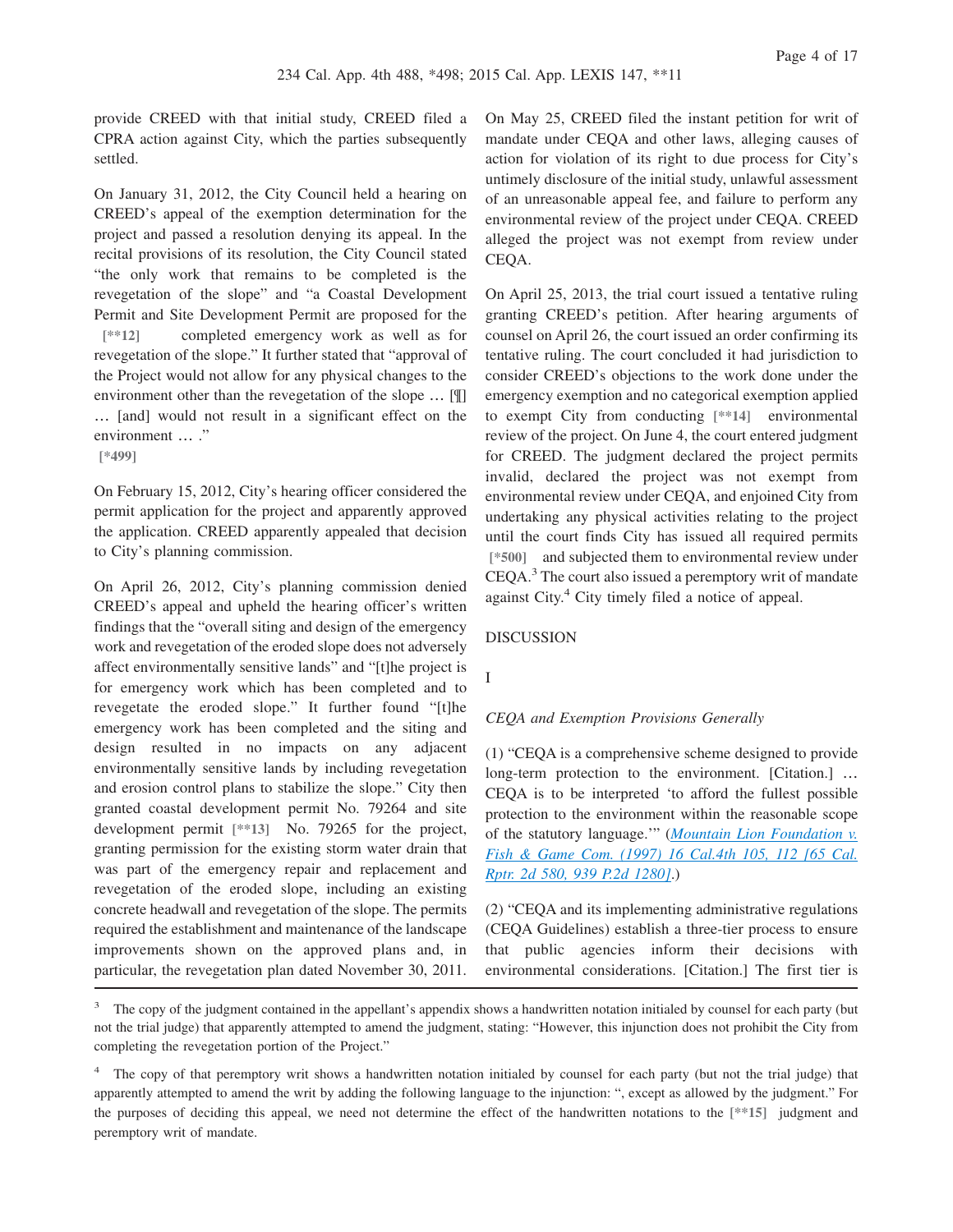provide CREED with that initial study, CREED filed a CPRA action against City, which the parties subsequently settled.

On January 31, 2012, the City Council held a hearing on CREED's appeal of the exemption determination for the project and passed a resolution denying its appeal. In the recital provisions of its resolution, the City Council stated "the only work that remains to be completed is the revegetation of the slope" and "a Coastal Development Permit and Site Development Permit are proposed for the [**12] completed emergency work as well as for revegetation of the slope." It further stated that "approval of the Project would not allow for any physical changes to the environment other than the revegetation of the slope … [¶] … [and] would not result in a significant effect on the environment … ."

[*499]

On February 15, 2012, City's hearing officer considered the permit application for the project and apparently approved the application. CREED apparently appealed that decision to City's planning commission.

On April 26, 2012, City's planning commission denied CREED's appeal and upheld the hearing officer's written findings that the "overall siting and design of the emergency work and revegetation of the eroded slope does not adversely affect environmentally sensitive lands" and "[t]he project is for emergency work which has been completed and to revegetate the eroded slope." It further found "[t]he emergency work has been completed and the siting and design resulted in no impacts on any adjacent environmentally sensitive lands by including revegetation and erosion control plans to stabilize the slope." City then granted coastal development permit No. 79264 and site development permit [**13] No. 79265 for the project, granting permission for the existing storm water drain that was part of the emergency repair and replacement and revegetation of the eroded slope, including an existing concrete headwall and revegetation of the slope. The permits required the establishment and maintenance of the landscape improvements shown on the approved plans and, in particular, the revegetation plan dated November 30, 2011.

On May 25, CREED filed the instant petition for writ of mandate under CEQA and other laws, alleging causes of action for violation of its right to due process for City's untimely disclosure of the initial study, unlawful assessment of an unreasonable appeal fee, and failure to perform any environmental review of the project under CEQA. CREED alleged the project was not exempt from review under CEQA.

On April 25, 2013, the trial court issued a tentative ruling granting CREED's petition. After hearing arguments of counsel on April 26, the court issued an order confirming its tentative ruling. The court concluded it had jurisdiction to consider CREED's objections to the work done under the emergency exemption and no categorical exemption applied to exempt City from conducting [**14] environmental review of the project. On June 4, the court entered judgment for CREED. The judgment declared the project permits invalid, declared the project was not exempt from environmental review under CEQA, and enjoined City from undertaking any physical activities relating to the project until the court finds City has issued all required permits [*500] and subjected them to environmental review under CEQA.[3] The court also issued a peremptory writ of mandate against City.[4] City timely filed a notice of appeal.

## DISCUSSION

### I

### *CEQA and Exemption Provisions Generally*

(1) "CEQA is a comprehensive scheme designed to provide long-term protection to the environment. [Citation.] … CEQA is to be interpreted 'to afford the fullest possible protection to the environment within the reasonable scope of the statutory language.'" (*Mountain Lion Foundation v. Fish & Game Com. (1997) 16 Cal.4th 105, 112 [65 Cal. Rptr. 2d 580, 939 P.2d 1280]*.)

(2) "CEQA and its implementing administrative regulations (CEQA Guidelines) establish a three-tier process to ensure that public agencies inform their decisions with environmental considerations. [Citation.] The first tier is

---

[3] The copy of the judgment contained in the appellant's appendix shows a handwritten notation initialed by counsel for each party (but not the trial judge) that apparently attempted to amend the judgment, stating: "However, this injunction does not prohibit the City from completing the revegetation portion of the Project."

[4] The copy of that peremptory writ shows a handwritten notation initialed by counsel for each party (but not the trial judge) that apparently attempted to amend the writ by adding the following language to the injunction: ", except as allowed by the judgment." For the purposes of deciding this appeal, we need not determine the effect of the handwritten notations to the [**15] judgment and peremptory writ of mandate.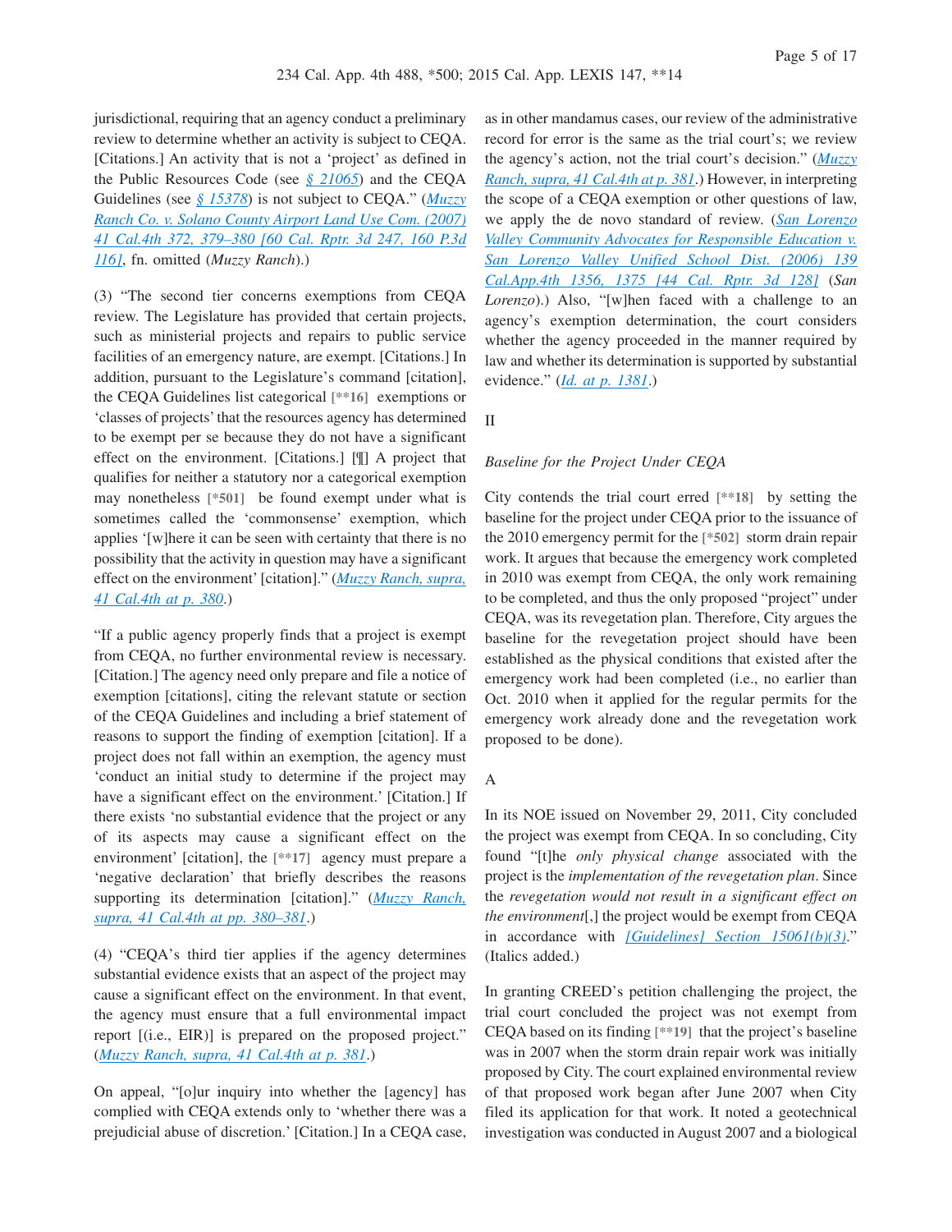jurisdictional, requiring that an agency conduct a preliminary review to determine whether an activity is subject to CEQA. [Citations.] An activity that is not a 'project' as defined in the Public Resources Code (see § 21065) and the CEQA Guidelines (see § 15378) is not subject to CEQA." (Muzzy Ranch Co. v. Solano County Airport Land Use Com. (2007) 41 Cal.4th 372, 379–380 [60 Cal. Rptr. 3d 247, 160 P.3d 116], fn. omitted (*Muzzy Ranch*).)

(3) "The second tier concerns exemptions from CEQA review. The Legislature has provided that certain projects, such as ministerial projects and repairs to public service facilities of an emergency nature, are exempt. [Citations.] In addition, pursuant to the Legislature's command [citation], the CEQA Guidelines list categorical [**16] exemptions or 'classes of projects' that the resources agency has determined to be exempt per se because they do not have a significant effect on the environment. [Citations.] [¶] A project that qualifies for neither a statutory nor a categorical exemption may nonetheless [*501] be found exempt under what is sometimes called the 'commonsense' exemption, which applies '[w]here it can be seen with certainty that there is no possibility that the activity in question may have a significant effect on the environment' [citation]." (Muzzy Ranch, supra, 41 Cal.4th at p. 380.)

"If a public agency properly finds that a project is exempt from CEQA, no further environmental review is necessary. [Citation.] The agency need only prepare and file a notice of exemption [citations], citing the relevant statute or section of the CEQA Guidelines and including a brief statement of reasons to support the finding of exemption [citation]. If a project does not fall within an exemption, the agency must 'conduct an initial study to determine if the project may have a significant effect on the environment.' [Citation.] If there exists 'no substantial evidence that the project or any of its aspects may cause a significant effect on the environment' [citation], the [**17] agency must prepare a 'negative declaration' that briefly describes the reasons supporting its determination [citation]." (Muzzy Ranch, supra, 41 Cal.4th at pp. 380–381.)

(4) "CEQA's third tier applies if the agency determines substantial evidence exists that an aspect of the project may cause a significant effect on the environment. In that event, the agency must ensure that a full environmental impact report [(i.e., EIR)] is prepared on the proposed project." (Muzzy Ranch, supra, 41 Cal.4th at p. 381.)

On appeal, "[o]ur inquiry into whether the [agency] has complied with CEQA extends only to 'whether there was a prejudicial abuse of discretion.' [Citation.] In a CEQA case, as in other mandamus cases, our review of the administrative record for error is the same as the trial court's; we review the agency's action, not the trial court's decision." (Muzzy Ranch, supra, 41 Cal.4th at p. 381.) However, in interpreting the scope of a CEQA exemption or other questions of law, we apply the de novo standard of review. (San Lorenzo Valley Community Advocates for Responsible Education v. San Lorenzo Valley Unified School Dist. (2006) 139 Cal.App.4th 1356, 1375 [44 Cal. Rptr. 3d 128] (*San Lorenzo*).) Also, "[w]hen faced with a challenge to an agency's exemption determination, the court considers whether the agency proceeded in the manner required by law and whether its determination is supported by substantial evidence." (Id. at p. 1381.)

II

*Baseline for the Project Under CEQA*

City contends the trial court erred [**18] by setting the baseline for the project under CEQA prior to the issuance of the 2010 emergency permit for the [*502] storm drain repair work. It argues that because the emergency work completed in 2010 was exempt from CEQA, the only work remaining to be completed, and thus the only proposed "project" under CEQA, was its revegetation plan. Therefore, City argues the baseline for the revegetation project should have been established as the physical conditions that existed after the emergency work had been completed (i.e., no earlier than Oct. 2010 when it applied for the regular permits for the emergency work already done and the revegetation work proposed to be done).

A

In its NOE issued on November 29, 2011, City concluded the project was exempt from CEQA. In so concluding, City found "[t]he *only physical* change associated with the project is the *implementation of the revegetation plan*. Since the *revegetation would not result in a significant effect on the environment*[,] the project would be exempt from CEQA in accordance with [Guidelines] Section 15061(b)(3)." (Italics added.)

In granting CREED's petition challenging the project, the trial court concluded the project was not exempt from CEQA based on its finding [**19] that the project's baseline was in 2007 when the storm drain repair work was initially proposed by City. The court explained environmental review of that proposed work began after June 2007 when City filed its application for that work. It noted a geotechnical investigation was conducted in August 2007 and a biological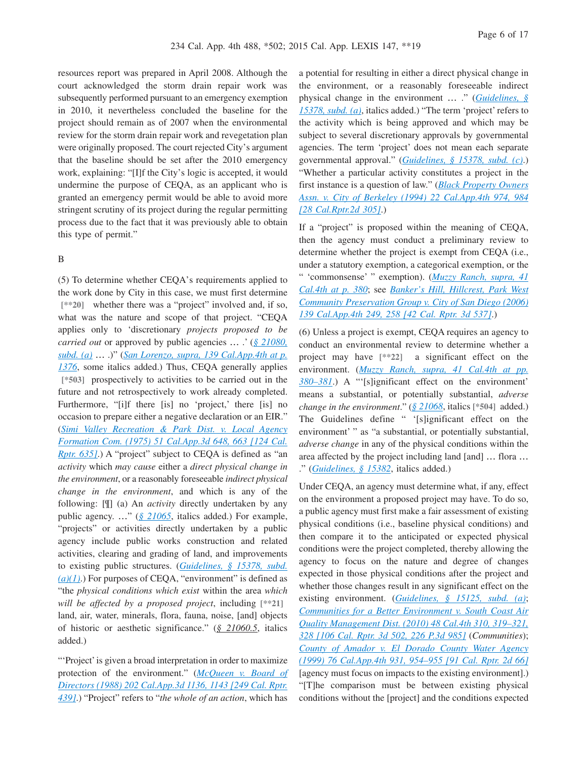resources report was prepared in April 2008. Although the court acknowledged the storm drain repair work was subsequently performed pursuant to an emergency exemption in 2010, it nevertheless concluded the baseline for the project should remain as of 2007 when the environmental review for the storm drain repair work and revegetation plan were originally proposed. The court rejected City's argument that the baseline should be set after the 2010 emergency work, explaining: "[I]f the City's logic is accepted, it would undermine the purpose of CEQA, as an applicant who is granted an emergency permit would be able to avoid more stringent scrutiny of its project during the regular permitting process due to the fact that it was previously able to obtain this type of permit."

B

(5) To determine whether CEQA's requirements applied to the work done by City in this case, we must first determine [**20] whether there was a "project" involved and, if so, what was the nature and scope of that project. "CEQA applies only to 'discretionary *projects proposed to be carried out* or approved by public agencies … .' (§ 21080, subd. (a) … .)" (San Lorenzo, supra, 139 Cal.App.4th at p. 1376, some italics added.) Thus, CEQA generally applies [*503] prospectively to activities to be carried out in the future and not retrospectively to work already completed. Furthermore, "[i]f there [is] no 'project,' there [is] no occasion to prepare either a negative declaration or an EIR." (Simi Valley Recreation & Park Dist. v. Local Agency Formation Com. (1975) 51 Cal.App.3d 648, 663 [124 Cal. Rptr. 635].) A "project" subject to CEQA is defined as "an *activity* which *may cause* either a *direct physical change in the environment*, or a reasonably foreseeable *indirect physical change in the environment*, and which is any of the following: [¶] (a) An *activity* directly undertaken by any public agency. …" (§ 21065, italics added.) For example, "projects" or activities directly undertaken by a public agency include public works construction and related activities, clearing and grading of land, and improvements to existing public structures. (Guidelines, § 15378, subd. (a)(1).) For purposes of CEQA, "environment" is defined as "the *physical conditions which exist* within the area *which will be affected by a proposed project*, including [**21] land, air, water, minerals, flora, fauna, noise, [and] objects of historic or aesthetic significance." (§ 21060.5, italics added.)

"'Project' is given a broad interpretation in order to maximize protection of the environment." (McQueen v. Board of Directors (1988) 202 Cal.App.3d 1136, 1143 [249 Cal. Rptr. 439].) "Project" refers to "*the whole of an action*, which has a potential for resulting in either a direct physical change in the environment, or a reasonably foreseeable indirect physical change in the environment … ." (Guidelines, § 15378, subd. (a), italics added.) "The term 'project' refers to the activity which is being approved and which may be subject to several discretionary approvals by governmental agencies. The term 'project' does not mean each separate governmental approval." (Guidelines, § 15378, subd. (c).) "Whether a particular activity constitutes a project in the first instance is a question of law." (Black Property Owners Assn. v. City of Berkeley (1994) 22 Cal.App.4th 974, 984 [28 Cal.Rptr.2d 305].)

If a "project" is proposed within the meaning of CEQA, then the agency must conduct a preliminary review to determine whether the project is exempt from CEQA (i.e., under a statutory exemption, a categorical exemption, or the " 'commonsense' " exemption). (Muzzy Ranch, supra, 41 Cal.4th at p. 380; see Banker's Hill, Hillcrest, Park West Community Preservation Group v. City of San Diego (2006) 139 Cal.App.4th 249, 258 [42 Cal. Rptr. 3d 537].)

(6) Unless a project is exempt, CEQA requires an agency to conduct an environmental review to determine whether a project may have [**22] a significant effect on the environment. (Muzzy Ranch, supra, 41 Cal.4th at pp. 380–381.) A "'[s]ignificant effect on the environment' means a substantial, or potentially substantial, *adverse change in the environment*." (§ 21068, italics [*504] added.) The Guidelines define " '[s]ignificant effect on the environment' " as "a substantial, or potentially substantial, *adverse change* in any of the physical conditions within the area affected by the project including land [and] … flora … ." (Guidelines, § 15382, italics added.)

Under CEQA, an agency must determine what, if any, effect on the environment a proposed project may have. To do so, a public agency must first make a fair assessment of existing physical conditions (i.e., baseline physical conditions) and then compare it to the anticipated or expected physical conditions were the project completed, thereby allowing the agency to focus on the nature and degree of changes expected in those physical conditions after the project and whether those changes result in any significant effect on the existing environment. (Guidelines, § 15125, subd. (a); Communities for a Better Environment v. South Coast Air Quality Management Dist. (2010) 48 Cal.4th 310, 319–321, 328 [106 Cal. Rptr. 3d 502, 226 P.3d 985] (*Communities*); County of Amador v. El Dorado County Water Agency (1999) 76 Cal.App.4th 931, 954–955 [91 Cal. Rptr. 2d 66] [agency must focus on impacts to the existing environment].) "[T]he comparison must be between existing physical conditions without the [project] and the conditions expected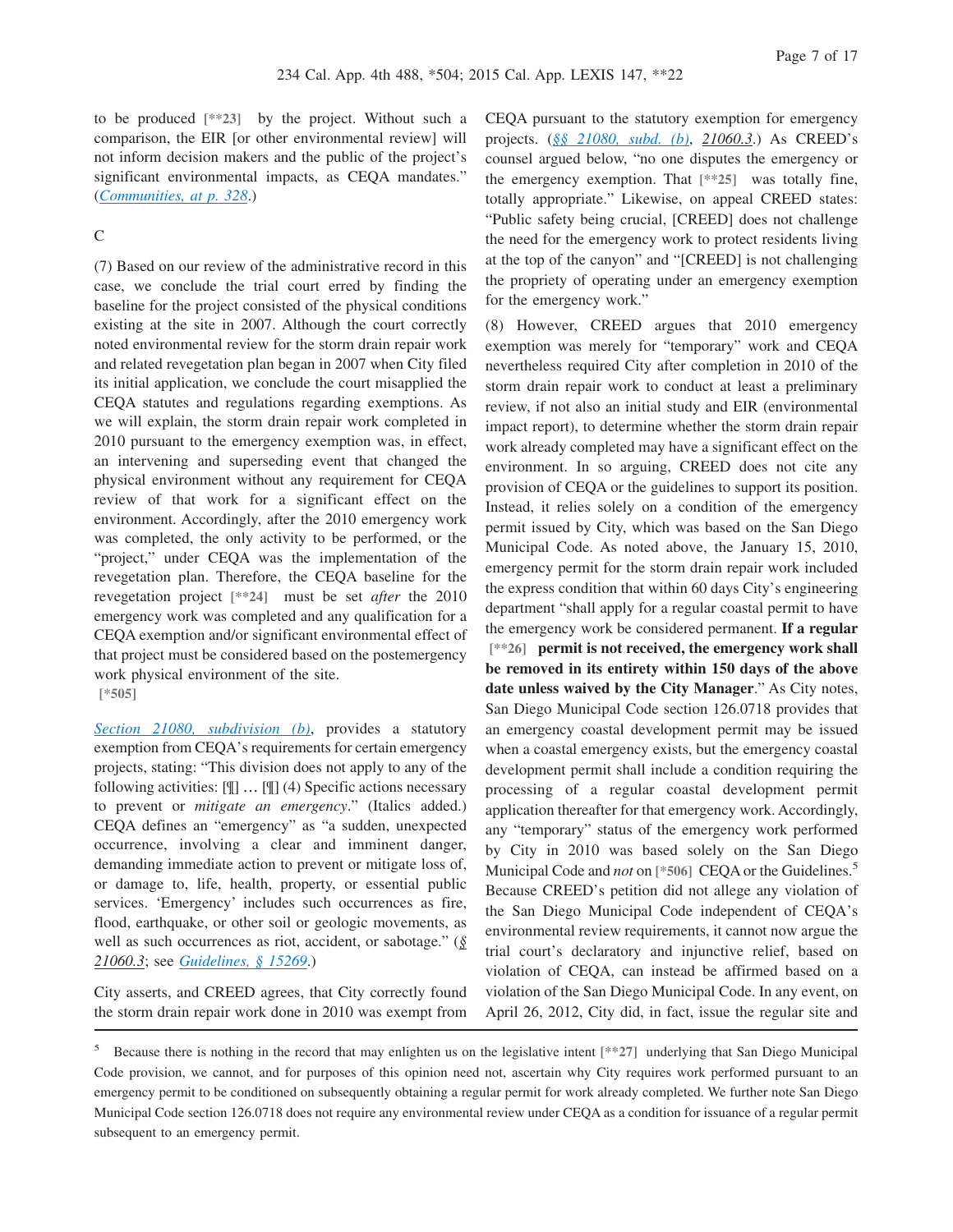to be produced [**23] by the project. Without such a comparison, the EIR [or other environmental review] will not inform decision makers and the public of the project's significant environmental impacts, as CEQA mandates." (*Communities, at p. 328*.)

C

(7) Based on our review of the administrative record in this case, we conclude the trial court erred by finding the baseline for the project consisted of the physical conditions existing at the site in 2007. Although the court correctly noted environmental review for the storm drain repair work and related revegetation plan began in 2007 when City filed its initial application, we conclude the court misapplied the CEQA statutes and regulations regarding exemptions. As we will explain, the storm drain repair work completed in 2010 pursuant to the emergency exemption was, in effect, an intervening and superseding event that changed the physical environment without any requirement for CEQA review of that work for a significant effect on the environment. Accordingly, after the 2010 emergency work was completed, the only activity to be performed, or the "project," under CEQA was the implementation of the revegetation plan. Therefore, the CEQA baseline for the revegetation project [**24] must be set *after* the 2010 emergency work was completed and any qualification for a CEQA exemption and/or significant environmental effect of that project must be considered based on the postemergency work physical environment of the site. [*505]

Section 21080, subdivision (b), provides a statutory exemption from CEQA's requirements for certain emergency projects, stating: "This division does not apply to any of the following activities: [¶] … [¶] (4) Specific actions necessary to prevent or *mitigate an emergency*." (Italics added.) CEQA defines an "emergency" as "a sudden, unexpected occurrence, involving a clear and imminent danger, demanding immediate action to prevent or mitigate loss of, or damage to, life, health, property, or essential public services. 'Emergency' includes such occurrences as fire, flood, earthquake, or other soil or geologic movements, as well as such occurrences as riot, accident, or sabotage." (*§ 21060.3*; see *Guidelines, § 15269*.)

City asserts, and CREED agrees, that City correctly found the storm drain repair work done in 2010 was exempt from CEQA pursuant to the statutory exemption for emergency projects. (*§§ 21080, subd. (b)*, *21060.3*.) As CREED's counsel argued below, "no one disputes the emergency or the emergency exemption. That [**25] was totally fine, totally appropriate." Likewise, on appeal CREED states: "Public safety being crucial, [CREED] does not challenge the need for the emergency work to protect residents living at the top of the canyon" and "[CREED] is not challenging the propriety of operating under an emergency exemption for the emergency work."

(8) However, CREED argues that 2010 emergency exemption was merely for "temporary" work and CEQA nevertheless required City after completion in 2010 of the storm drain repair work to conduct at least a preliminary review, if not also an initial study and EIR (environmental impact report), to determine whether the storm drain repair work already completed may have a significant effect on the environment. In so arguing, CREED does not cite any provision of CEQA or the guidelines to support its position. Instead, it relies solely on a condition of the emergency permit issued by City, which was based on the San Diego Municipal Code. As noted above, the January 15, 2010, emergency permit for the storm drain repair work included the express condition that within 60 days City's engineering department "shall apply for a regular coastal permit to have the emergency work be considered permanent. **If a regular [**26] permit is not received, the emergency work shall be removed in its entirety within 150 days of the above date unless waived by the City Manager**." As City notes, San Diego Municipal Code section 126.0718 provides that an emergency coastal development permit may be issued when a coastal emergency exists, but the emergency coastal development permit shall include a condition requiring the processing of a regular coastal development permit application thereafter for that emergency work. Accordingly, any "temporary" status of the emergency work performed by City in 2010 was based solely on the San Diego Municipal Code and *not* on [*506] CEQA or the Guidelines.[5] Because CREED's petition did not allege any violation of the San Diego Municipal Code independent of CEQA's environmental review requirements, it cannot now argue the trial court's declaratory and injunctive relief, based on violation of CEQA, can instead be affirmed based on a violation of the San Diego Municipal Code. In any event, on April 26, 2012, City did, in fact, issue the regular site and

---

[5] Because there is nothing in the record that may enlighten us on the legislative intent [**27] underlying that San Diego Municipal Code provision, we cannot, and for purposes of this opinion need not, ascertain why City requires work performed pursuant to an emergency permit to be conditioned on subsequently obtaining a regular permit for work already completed. We further note San Diego Municipal Code section 126.0718 does not require any environmental review under CEQA as a condition for issuance of a regular permit subsequent to an emergency permit.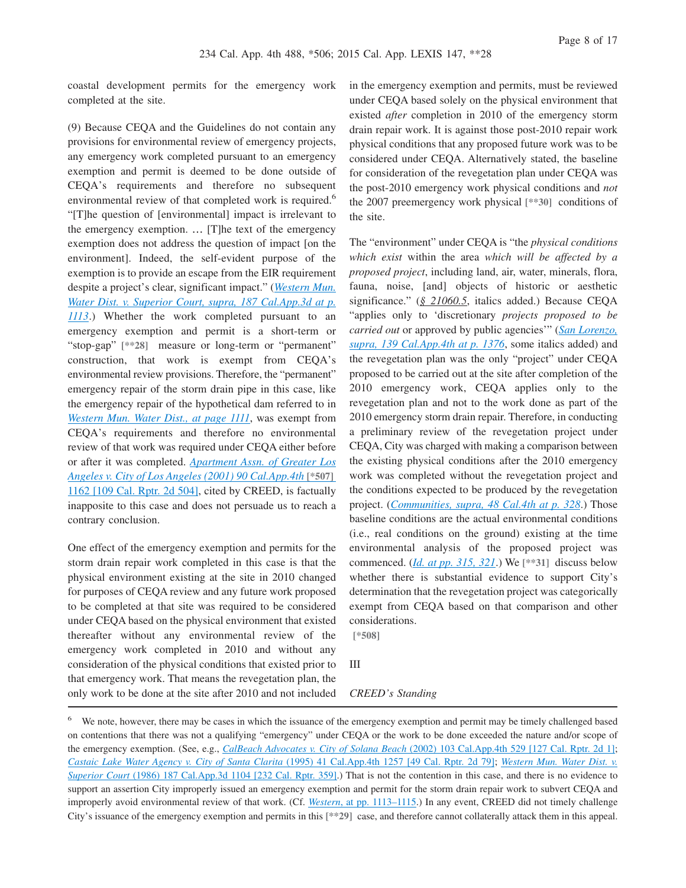coastal development permits for the emergency work completed at the site.

(9) Because CEQA and the Guidelines do not contain any provisions for environmental review of emergency projects, any emergency work completed pursuant to an emergency exemption and permit is deemed to be done outside of CEQA's requirements and therefore no subsequent environmental review of that completed work is required.[6] "[T]he question of [environmental] impact is irrelevant to the emergency exemption. … [T]he text of the emergency exemption does not address the question of impact [on the environment]. Indeed, the self-evident purpose of the exemption is to provide an escape from the EIR requirement despite a project's clear, significant impact." (*Western Mun. Water Dist. v. Superior Court, supra, 187 Cal.App.3d at p. 1113*.) Whether the work completed pursuant to an emergency exemption and permit is a short-term or "stop-gap" [**28] measure or long-term or "permanent" construction, that work is exempt from CEQA's environmental review provisions. Therefore, the "permanent" emergency repair of the storm drain pipe in this case, like the emergency repair of the hypothetical dam referred to in *Western Mun. Water Dist., at page 1111*, was exempt from CEQA's requirements and therefore no environmental review of that work was required under CEQA either before or after it was completed. *Apartment Assn. of Greater Los Angeles v. City of Los Angeles (2001) 90 Cal.App.4th* [*507] *1162 [109 Cal. Rptr. 2d 504]*, cited by CREED, is factually inapposite to this case and does not persuade us to reach a contrary conclusion.

One effect of the emergency exemption and permits for the storm drain repair work completed in this case is that the physical environment existing at the site in 2010 changed for purposes of CEQA review and any future work proposed to be completed at that site was required to be considered under CEQA based on the physical environment that existed thereafter without any environmental review of the emergency work completed in 2010 and without any consideration of the physical conditions that existed prior to that emergency work. That means the revegetation plan, the only work to be done at the site after 2010 and not included in the emergency exemption and permits, must be reviewed under CEQA based solely on the physical environment that existed *after* completion in 2010 of the emergency storm drain repair work. It is against those post-2010 repair work physical conditions that any proposed future work was to be considered under CEQA. Alternatively stated, the baseline for consideration of the revegetation plan under CEQA was the post-2010 emergency work physical conditions and *not* the 2007 preemergency work physical [**30] conditions of the site.

The "environment" under CEQA is "the *physical conditions which exist* within the area *which will be affected by a proposed project*, including land, air, water, minerals, flora, fauna, noise, [and] objects of historic or aesthetic significance." (*§ 21060.5*, italics added.) Because CEQA "applies only to 'discretionary *projects proposed to be carried out* or approved by public agencies'" (*San Lorenzo, supra, 139 Cal.App.4th at p. 1376*, some italics added) and the revegetation plan was the only "project" under CEQA proposed to be carried out at the site after completion of the 2010 emergency work, CEQA applies only to the revegetation plan and not to the work done as part of the 2010 emergency storm drain repair. Therefore, in conducting a preliminary review of the revegetation project under CEQA, City was charged with making a comparison between the existing physical conditions after the 2010 emergency work was completed without the revegetation project and the conditions expected to be produced by the revegetation project. (*Communities, supra, 48 Cal.4th at p. 328*.) Those baseline conditions are the actual environmental conditions (i.e., real conditions on the ground) existing at the time environmental analysis of the proposed project was commenced. (*Id. at pp. 315, 321*.) We [**31] discuss below whether there is substantial evidence to support City's determination that the revegetation project was categorically exempt from CEQA based on that comparison and other considerations.

[*508]

III

*CREED's Standing*

---

[6] We note, however, there may be cases in which the issuance of the emergency exemption and permit may be timely challenged based on contentions that there was not a qualifying "emergency" under CEQA or the work to be done exceeded the nature and/or scope of the emergency exemption. (See, e.g., *CalBeach Advocates v. City of Solana Beach (2002) 103 Cal.App.4th 529 [127 Cal. Rptr. 2d 1]*; *Castaic Lake Water Agency v. City of Santa Clarita (1995) 41 Cal.App.4th 1257 [49 Cal. Rptr. 2d 79]*; *Western Mun. Water Dist. v. Superior Court (1986) 187 Cal.App.3d 1104 [232 Cal. Rptr. 359]*.) That is not the contention in this case, and there is no evidence to support an assertion City improperly issued an emergency exemption and permit for the storm drain repair work to subvert CEQA and improperly avoid environmental review of that work. (Cf. *Western, at pp. 1113–1115*.) In any event, CREED did not timely challenge City's issuance of the emergency exemption and permits in this [**29] case, and therefore cannot collaterally attack them in this appeal.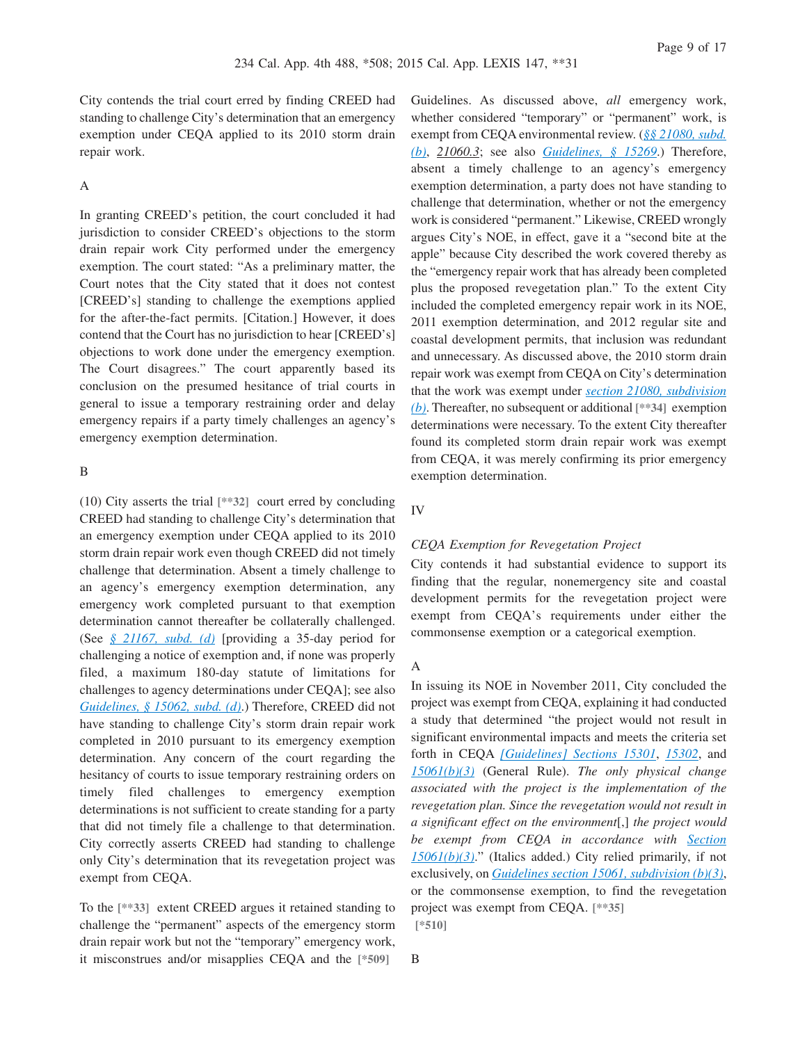City contends the trial court erred by finding CREED had standing to challenge City's determination that an emergency exemption under CEQA applied to its 2010 storm drain repair work.

A

In granting CREED's petition, the court concluded it had jurisdiction to consider CREED's objections to the storm drain repair work City performed under the emergency exemption. The court stated: "As a preliminary matter, the Court notes that the City stated that it does not contest [CREED's] standing to challenge the exemptions applied for the after-the-fact permits. [Citation.] However, it does contend that the Court has no jurisdiction to hear [CREED's] objections to work done under the emergency exemption. The Court disagrees." The court apparently based its conclusion on the presumed hesitance of trial courts in general to issue a temporary restraining order and delay emergency repairs if a party timely challenges an agency's emergency exemption determination.

B

(10) City asserts the trial [**32] court erred by concluding CREED had standing to challenge City's determination that an emergency exemption under CEQA applied to its 2010 storm drain repair work even though CREED did not timely challenge that determination. Absent a timely challenge to an agency's emergency exemption determination, any emergency work completed pursuant to that exemption determination cannot thereafter be collaterally challenged. (See § 21167, subd. (d) [providing a 35-day period for challenging a notice of exemption and, if none was properly filed, a maximum 180-day statute of limitations for challenges to agency determinations under CEQA]; see also Guidelines, § 15062, subd. (d).) Therefore, CREED did not have standing to challenge City's storm drain repair work completed in 2010 pursuant to its emergency exemption determination. Any concern of the court regarding the hesitancy of courts to issue temporary restraining orders on timely filed challenges to emergency exemption determinations is not sufficient to create standing for a party that did not timely file a challenge to that determination. City correctly asserts CREED had standing to challenge only City's determination that its revegetation project was exempt from CEQA.

To the [**33] extent CREED argues it retained standing to challenge the "permanent" aspects of the emergency storm drain repair work but not the "temporary" emergency work, it misconstrues and/or misapplies CEQA and the [*509] Guidelines. As discussed above, *all* emergency work, whether considered "temporary" or "permanent" work, is exempt from CEQA environmental review. (§§ 21080, subd. (b), 21060.3; see also Guidelines, § 15269.) Therefore, absent a timely challenge to an agency's emergency exemption determination, a party does not have standing to challenge that determination, whether or not the emergency work is considered "permanent." Likewise, CREED wrongly argues City's NOE, in effect, gave it a "second bite at the apple" because City described the work covered thereby as the "emergency repair work that has already been completed plus the proposed revegetation plan." To the extent City included the completed emergency repair work in its NOE, 2011 exemption determination, and 2012 regular site and coastal development permits, that inclusion was redundant and unnecessary. As discussed above, the 2010 storm drain repair work was exempt from CEQA on City's determination that the work was exempt under section 21080, subdivision (b). Thereafter, no subsequent or additional [**34] exemption determinations were necessary. To the extent City thereafter found its completed storm drain repair work was exempt from CEQA, it was merely confirming its prior emergency exemption determination.

IV

*CEQA Exemption for Revegetation Project*

City contends it had substantial evidence to support its finding that the regular, nonemergency site and coastal development permits for the revegetation project were exempt from CEQA's requirements under either the commonsense exemption or a categorical exemption.

A

In issuing its NOE in November 2011, City concluded the project was exempt from CEQA, explaining it had conducted a study that determined "the project would not result in significant environmental impacts and meets the criteria set forth in CEQA [Guidelines] Sections 15301, 15302, and 15061(b)(3) (General Rule). *The only physical change associated with the project is the implementation of the revegetation plan. Since the revegetation would not result in a significant effect on the environment*[,] *the project would be exempt from CEQA in accordance with* Section 15061(b)(3)." (Italics added.) City relied primarily, if not exclusively, on Guidelines section 15061, subdivision (b)(3), or the commonsense exemption, to find the revegetation project was exempt from CEQA. [**35] [*510]

B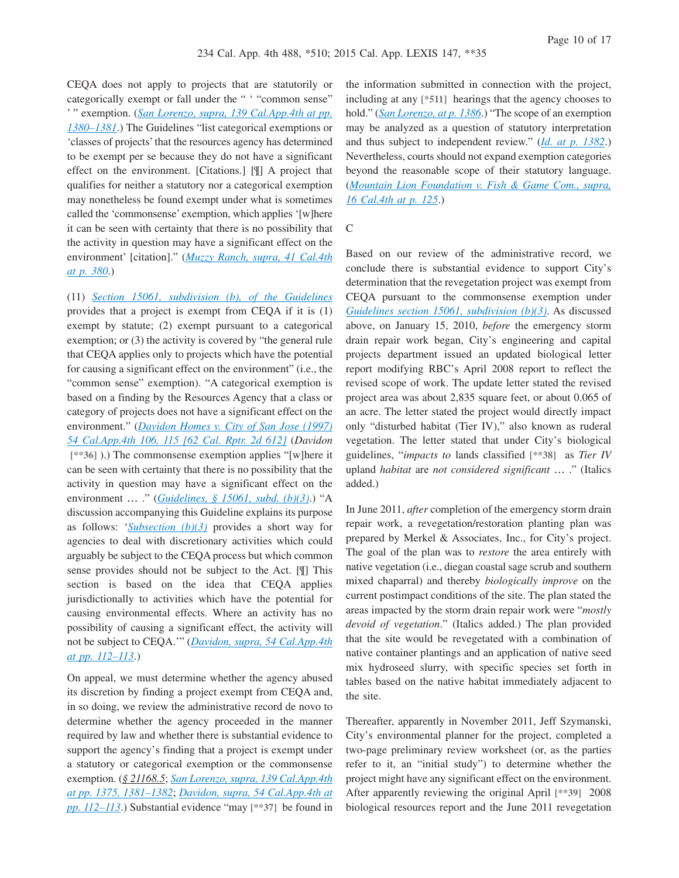CEQA does not apply to projects that are statutorily or categorically exempt or fall under the " ' "common sense" ' " exemption. (*San Lorenzo, supra, 139 Cal.App.4th at pp. 1380–1381*.) The Guidelines "list categorical exemptions or 'classes of projects' that the resources agency has determined to be exempt per se because they do not have a significant effect on the environment. [Citations.] [¶] A project that qualifies for neither a statutory nor a categorical exemption may nonetheless be found exempt under what is sometimes called the 'commonsense' exemption, which applies '[w]here it can be seen with certainty that there is no possibility that the activity in question may have a significant effect on the environment' [citation]." (*Muzzy Ranch, supra, 41 Cal.4th at p. 380*.)

(11) *Section 15061, subdivision (b), of the Guidelines* provides that a project is exempt from CEQA if it is (1) exempt by statute; (2) exempt pursuant to a categorical exemption; or (3) the activity is covered by "the general rule that CEQA applies only to projects which have the potential for causing a significant effect on the environment" (i.e., the "common sense" exemption). "A categorical exemption is based on a finding by the Resources Agency that a class or category of projects does not have a significant effect on the environment." (*Davidon Homes v. City of San Jose (1997) 54 Cal.App.4th 106, 115 [62 Cal. Rptr. 2d 612]* (*Davidon* [**36] ).) The commonsense exemption applies "[w]here it can be seen with certainty that there is no possibility that the activity in question may have a significant effect on the environment … ." (*Guidelines, § 15061, subd. (b)(3)*.) "A discussion accompanying this Guideline explains its purpose as follows: '*Subsection (b)(3)* provides a short way for agencies to deal with discretionary activities which could arguably be subject to the CEQA process but which common sense provides should not be subject to the Act. [¶] This section is based on the idea that CEQA applies jurisdictionally to activities which have the potential for causing environmental effects. Where an activity has no possibility of causing a significant effect, the activity will not be subject to CEQA.'" (*Davidon, supra, 54 Cal.App.4th at pp. 112–113*.)

On appeal, we must determine whether the agency abused its discretion by finding a project exempt from CEQA and, in so doing, we review the administrative record de novo to determine whether the agency proceeded in the manner required by law and whether there is substantial evidence to support the agency's finding that a project is exempt under a statutory or categorical exemption or the commonsense exemption. (*§ 21168.5*; *San Lorenzo, supra, 139 Cal.App.4th at pp. 1375, 1381–1382*; *Davidon, supra, 54 Cal.App.4th at pp. 112–113*.) Substantial evidence "may [**37] be found in the information submitted in connection with the project, including at any [*511] hearings that the agency chooses to hold." (*San Lorenzo, at p. 1386*.) "The scope of an exemption may be analyzed as a question of statutory interpretation and thus subject to independent review." (*Id. at p. 1382*.) Nevertheless, courts should not expand exemption categories beyond the reasonable scope of their statutory language. (*Mountain Lion Foundation v. Fish & Game Com., supra, 16 Cal.4th at p. 125*.)

C

Based on our review of the administrative record, we conclude there is substantial evidence to support City's determination that the revegetation project was exempt from CEQA pursuant to the commonsense exemption under *Guidelines section 15061, subdivision (b)(3)*. As discussed above, on January 15, 2010, *before* the emergency storm drain repair work began, City's engineering and capital projects department issued an updated biological letter report modifying RBC's April 2008 report to reflect the revised scope of work. The update letter stated the revised project area was about 2,835 square feet, or about 0.065 of an acre. The letter stated the project would directly impact only "disturbed habitat (Tier IV)," also known as ruderal vegetation. The letter stated that under City's biological guidelines, "*impacts to* lands classified [**38] as *Tier IV* upland *habitat* are *not considered significant* … ." (Italics added.)

In June 2011, *after* completion of the emergency storm drain repair work, a revegetation/restoration planting plan was prepared by Merkel & Associates, Inc., for City's project. The goal of the plan was to *restore* the area entirely with native vegetation (i.e., diegan coastal sage scrub and southern mixed chaparral) and thereby *biologically improve* on the current postimpact conditions of the site. The plan stated the areas impacted by the storm drain repair work were "*mostly devoid of vegetation*." (Italics added.) The plan provided that the site would be revegetated with a combination of native container plantings and an application of native seed mix hydroseed slurry, with specific species set forth in tables based on the native habitat immediately adjacent to the site.

Thereafter, apparently in November 2011, Jeff Szymanski, City's environmental planner for the project, completed a two-page preliminary review worksheet (or, as the parties refer to it, an "initial study") to determine whether the project might have any significant effect on the environment. After apparently reviewing the original April [**39] 2008 biological resources report and the June 2011 revegetation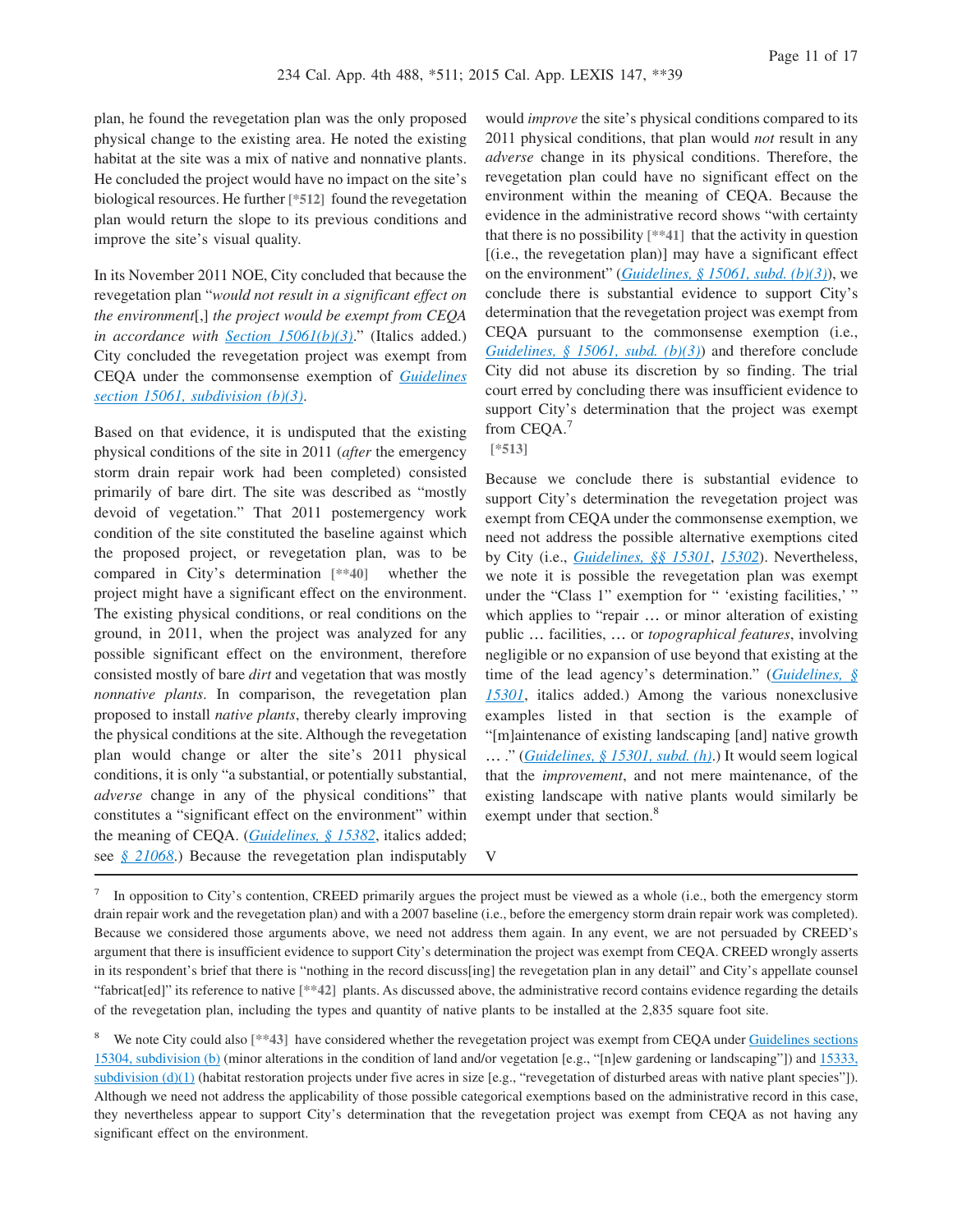plan, he found the revegetation plan was the only proposed physical change to the existing area. He noted the existing habitat at the site was a mix of native and nonnative plants. He concluded the project would have no impact on the site's biological resources. He further [*512] found the revegetation plan would return the slope to its previous conditions and improve the site's visual quality.

In its November 2011 NOE, City concluded that because the revegetation plan "*would not result in a significant effect on the environment*[,] *the project would be exempt from CEQA in accordance with Section 15061(b)(3)*." (Italics added.) City concluded the revegetation project was exempt from CEQA under the commonsense exemption of *Guidelines section 15061, subdivision (b)(3)*.

Based on that evidence, it is undisputed that the existing physical conditions of the site in 2011 (*after* the emergency storm drain repair work had been completed) consisted primarily of bare dirt. The site was described as "mostly devoid of vegetation." That 2011 postemergency work condition of the site constituted the baseline against which the proposed project, or revegetation plan, was to be compared in City's determination [**40] whether the project might have a significant effect on the environment. The existing physical conditions, or real conditions on the ground, in 2011, when the project was analyzed for any possible significant effect on the environment, therefore consisted mostly of bare *dirt* and vegetation that was mostly *nonnative plants*. In comparison, the revegetation plan proposed to install *native plants*, thereby clearly improving the physical conditions at the site. Although the revegetation plan would change or alter the site's 2011 physical conditions, it is only "a substantial, or potentially substantial, *adverse* change in any of the physical conditions" that constitutes a "significant effect on the environment" within the meaning of CEQA. (*Guidelines, § 15382*, italics added; see *§ 21068*.) Because the revegetation plan indisputably would *improve* the site's physical conditions compared to its 2011 physical conditions, that plan would *not* result in any *adverse* change in its physical conditions. Therefore, the revegetation plan could have no significant effect on the environment within the meaning of CEQA. Because the evidence in the administrative record shows "with certainty that there is no possibility [**41] that the activity in question [(i.e., the revegetation plan)] may have a significant effect on the environment" (*Guidelines, § 15061, subd. (b)(3)*), we conclude there is substantial evidence to support City's determination that the revegetation project was exempt from CEQA pursuant to the commonsense exemption (i.e., *Guidelines, § 15061, subd. (b)(3)*) and therefore conclude City did not abuse its discretion by so finding. The trial court erred by concluding there was insufficient evidence to support City's determination that the project was exempt from CEQA.[7]

[*513]

Because we conclude there is substantial evidence to support City's determination the revegetation project was exempt from CEQA under the commonsense exemption, we need not address the possible alternative exemptions cited by City (i.e., *Guidelines, §§ 15301*, *15302*). Nevertheless, we note it is possible the revegetation plan was exempt under the "Class 1" exemption for " 'existing facilities,' " which applies to "repair … or minor alteration of existing public … facilities, … or *topographical features*, involving negligible or no expansion of use beyond that existing at the time of the lead agency's determination." (*Guidelines, § 15301*, italics added.) Among the various nonexclusive examples listed in that section is the example of "[m]aintenance of existing landscaping [and] native growth … ." (*Guidelines, § 15301, subd. (h)*.) It would seem logical that the *improvement*, and not mere maintenance, of the existing landscape with native plants would similarly be exempt under that section.[8]

V

---

[7] In opposition to City's contention, CREED primarily argues the project must be viewed as a whole (i.e., both the emergency storm drain repair work and the revegetation plan) and with a 2007 baseline (i.e., before the emergency storm drain repair work was completed). Because we considered those arguments above, we need not address them again. In any event, we are not persuaded by CREED's argument that there is insufficient evidence to support City's determination the project was exempt from CEQA. CREED wrongly asserts in its respondent's brief that there is "nothing in the record discuss[ing] the revegetation plan in any detail" and City's appellate counsel "fabricat[ed]" its reference to native [**42] plants. As discussed above, the administrative record contains evidence regarding the details of the revegetation plan, including the types and quantity of native plants to be installed at the 2,835 square foot site.

[8] We note City could also [**43] have considered whether the revegetation project was exempt from CEQA under Guidelines sections 15304, subdivision (b) (minor alterations in the condition of land and/or vegetation [e.g., "[n]ew gardening or landscaping"]) and 15333, subdivision (d)(1) (habitat restoration projects under five acres in size [e.g., "revegetation of disturbed areas with native plant species"]). Although we need not address the applicability of those possible categorical exemptions based on the administrative record in this case, they nevertheless appear to support City's determination that the revegetation project was exempt from CEQA as not having any significant effect on the environment.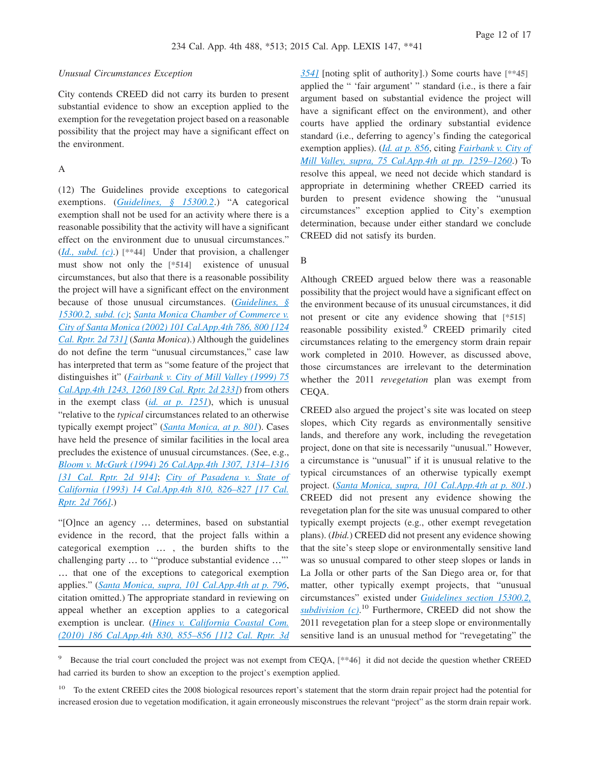*Unusual Circumstances Exception*

City contends CREED did not carry its burden to present substantial evidence to show an exception applied to the exemption for the revegetation project based on a reasonable possibility that the project may have a significant effect on the environment.

A

(12) The Guidelines provide exceptions to categorical exemptions. (Guidelines, § 15300.2.) "A categorical exemption shall not be used for an activity where there is a reasonable possibility that the activity will have a significant effect on the environment due to unusual circumstances." (Id., subd. (c).) [**44] Under that provision, a challenger must show not only the [*514] existence of unusual circumstances, but also that there is a reasonable possibility the project will have a significant effect on the environment because of those unusual circumstances. (Guidelines, § 15300.2, subd. (c); Santa Monica Chamber of Commerce v. City of Santa Monica (2002) 101 Cal.App.4th 786, 800 [124 Cal. Rptr. 2d 731] (*Santa Monica*).) Although the guidelines do not define the term "unusual circumstances," case law has interpreted that term as "some feature of the project that distinguishes it" (Fairbank v. City of Mill Valley (1999) 75 Cal.App.4th 1243, 1260 [89 Cal. Rptr. 2d 233]) from others in the exempt class (id. at p. 1251), which is unusual "relative to the *typical* circumstances related to an otherwise typically exempt project" (Santa Monica, at p. 801). Cases have held the presence of similar facilities in the local area precludes the existence of unusual circumstances. (See, e.g., Bloom v. McGurk (1994) 26 Cal.App.4th 1307, 1314–1316 [31 Cal. Rptr. 2d 914]; City of Pasadena v. State of California (1993) 14 Cal.App.4th 810, 826–827 [17 Cal. Rptr. 2d 766].)

"[O]nce an agency … determines, based on substantial evidence in the record, that the project falls within a categorical exemption … , the burden shifts to the challenging party … to '"produce substantial evidence …"' … that one of the exceptions to categorical exemption applies." (Santa Monica, supra, 101 Cal.App.4th at p. 796, citation omitted.) The appropriate standard in reviewing on appeal whether an exception applies to a categorical exemption is unclear. (Hines v. California Coastal Com. (2010) 186 Cal.App.4th 830, 855–856 [112 Cal. Rptr. 3d 354] [noting split of authority].) Some courts have [**45] applied the " 'fair argument' " standard (i.e., is there a fair argument based on substantial evidence the project will have a significant effect on the environment), and other courts have applied the ordinary substantial evidence standard (i.e., deferring to agency's finding the categorical exemption applies). (Id. at p. 856, citing Fairbank v. City of Mill Valley, supra, 75 Cal.App.4th at pp. 1259–1260.) To resolve this appeal, we need not decide which standard is appropriate in determining whether CREED carried its burden to present evidence showing the "unusual circumstances" exception applied to City's exemption determination, because under either standard we conclude CREED did not satisfy its burden.

B

Although CREED argued below there was a reasonable possibility that the project would have a significant effect on the environment because of its unusual circumstances, it did not present or cite any evidence showing that [*515] reasonable possibility existed.[9] CREED primarily cited circumstances relating to the emergency storm drain repair work completed in 2010. However, as discussed above, those circumstances are irrelevant to the determination whether the 2011 *revegetation* plan was exempt from CEQA.

CREED also argued the project's site was located on steep slopes, which City regards as environmentally sensitive lands, and therefore any work, including the revegetation project, done on that site is necessarily "unusual." However, a circumstance is "unusual" if it is unusual relative to the typical circumstances of an otherwise typically exempt project. (Santa Monica, supra, 101 Cal.App.4th at p. 801.) CREED did not present any evidence showing the revegetation plan for the site was unusual compared to other typically exempt projects (e.g., other exempt revegetation plans). (*Ibid.*) CREED did not present any evidence showing that the site's steep slope or environmentally sensitive land was so unusual compared to other steep slopes or lands in La Jolla or other parts of the San Diego area or, for that matter, other typically exempt projects, that "unusual circumstances" existed under Guidelines section 15300.2, subdivision (c).[10] Furthermore, CREED did not show the 2011 revegetation plan for a steep slope or environmentally sensitive land is an unusual method for "revegetating" the

---

[9] Because the trial court concluded the project was not exempt from CEQA, [**46] it did not decide the question whether CREED had carried its burden to show an exception to the project's exemption applied.

[10] To the extent CREED cites the 2008 biological resources report's statement that the storm drain repair project had the potential for increased erosion due to vegetation modification, it again erroneously misconstrues the relevant "project" as the storm drain repair work.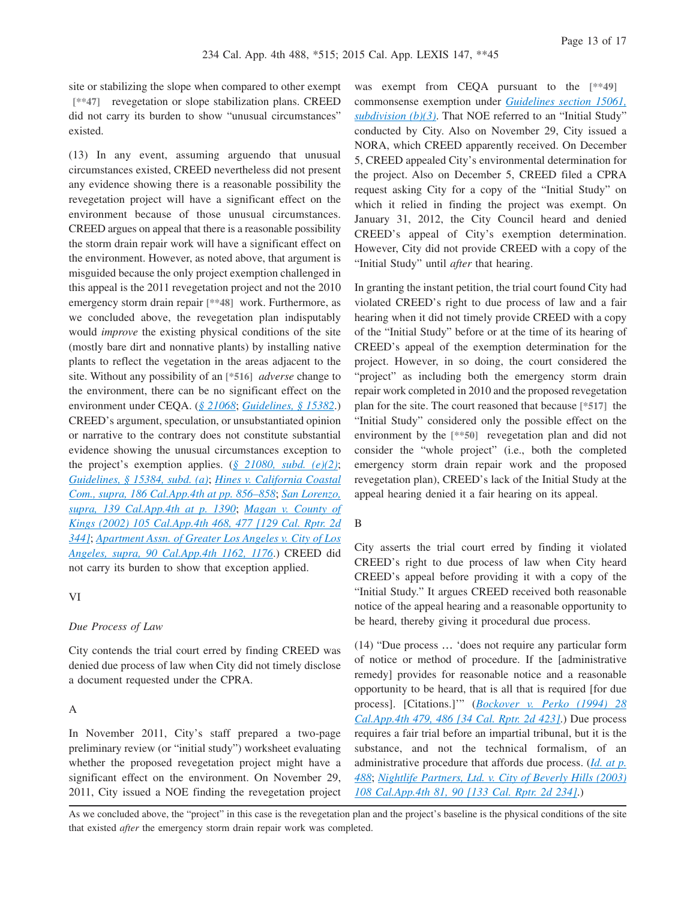site or stabilizing the slope when compared to other exempt [**47] revegetation or slope stabilization plans. CREED did not carry its burden to show "unusual circumstances" existed.

(13) In any event, assuming arguendo that unusual circumstances existed, CREED nevertheless did not present any evidence showing there is a reasonable possibility the revegetation project will have a significant effect on the environment because of those unusual circumstances. CREED argues on appeal that there is a reasonable possibility the storm drain repair work will have a significant effect on the environment. However, as noted above, that argument is misguided because the only project exemption challenged in this appeal is the 2011 revegetation project and not the 2010 emergency storm drain repair [**48] work. Furthermore, as we concluded above, the revegetation plan indisputably would *improve* the existing physical conditions of the site (mostly bare dirt and nonnative plants) by installing native plants to reflect the vegetation in the areas adjacent to the site. Without any possibility of an [*516] *adverse* change to the environment, there can be no significant effect on the environment under CEQA. (*§ 21068*; *Guidelines, § 15382*.) CREED's argument, speculation, or unsubstantiated opinion or narrative to the contrary does not constitute substantial evidence showing the unusual circumstances exception to the project's exemption applies. (*§ 21080, subd. (e)(2)*; *Guidelines, § 15384, subd. (a)*; *Hines v. California Coastal Com., supra, 186 Cal.App.4th at pp. 856–858*; *San Lorenzo, supra, 139 Cal.App.4th at p. 1390*; *Magan v. County of Kings (2002) 105 Cal.App.4th 468, 477 [129 Cal. Rptr. 2d 344]*; *Apartment Assn. of Greater Los Angeles v. City of Los Angeles, supra, 90 Cal.App.4th 1162, 1176*.) CREED did not carry its burden to show that exception applied.

## VI

### *Due Process of Law*

City contends the trial court erred by finding CREED was denied due process of law when City did not timely disclose a document requested under the CPRA.

### A

In November 2011, City's staff prepared a two-page preliminary review (or "initial study") worksheet evaluating whether the proposed revegetation project might have a significant effect on the environment. On November 29, 2011, City issued a NOE finding the revegetation project was exempt from CEQA pursuant to the [**49] commonsense exemption under *Guidelines section 15061, subdivision (b)(3)*. That NOE referred to an "Initial Study" conducted by City. Also on November 29, City issued a NORA, which CREED apparently received. On December 5, CREED appealed City's environmental determination for the project. Also on December 5, CREED filed a CPRA request asking City for a copy of the "Initial Study" on which it relied in finding the project was exempt. On January 31, 2012, the City Council heard and denied CREED's appeal of City's exemption determination. However, City did not provide CREED with a copy of the "Initial Study" until *after* that hearing.

In granting the instant petition, the trial court found City had violated CREED's right to due process of law and a fair hearing when it did not timely provide CREED with a copy of the "Initial Study" before or at the time of its hearing of CREED's appeal of the exemption determination for the project. However, in so doing, the court considered the "project" as including both the emergency storm drain repair work completed in 2010 and the proposed revegetation plan for the site. The court reasoned that because [*517] the "Initial Study" considered only the possible effect on the environment by the [**50] revegetation plan and did not consider the "whole project" (i.e., both the completed emergency storm drain repair work and the proposed revegetation plan), CREED's lack of the Initial Study at the appeal hearing denied it a fair hearing on its appeal.

### B

City asserts the trial court erred by finding it violated CREED's right to due process of law when City heard CREED's appeal before providing it with a copy of the "Initial Study." It argues CREED received both reasonable notice of the appeal hearing and a reasonable opportunity to be heard, thereby giving it procedural due process.

(14) "Due process … 'does not require any particular form of notice or method of procedure. If the [administrative remedy] provides for reasonable notice and a reasonable opportunity to be heard, that is all that is required [for due process]. [Citations.]'" (*Bockover v. Perko (1994) 28 Cal.App.4th 479, 486 [34 Cal. Rptr. 2d 423]*.) Due process requires a fair trial before an impartial tribunal, but it is the substance, and not the technical formalism, of an administrative procedure that affords due process. (*Id. at p. 488*; *Nightlife Partners, Ltd. v. City of Beverly Hills (2003) 108 Cal.App.4th 81, 90 [133 Cal. Rptr. 2d 234]*.)

---

As we concluded above, the "project" in this case is the revegetation plan and the project's baseline is the physical conditions of the site that existed *after* the emergency storm drain repair work was completed.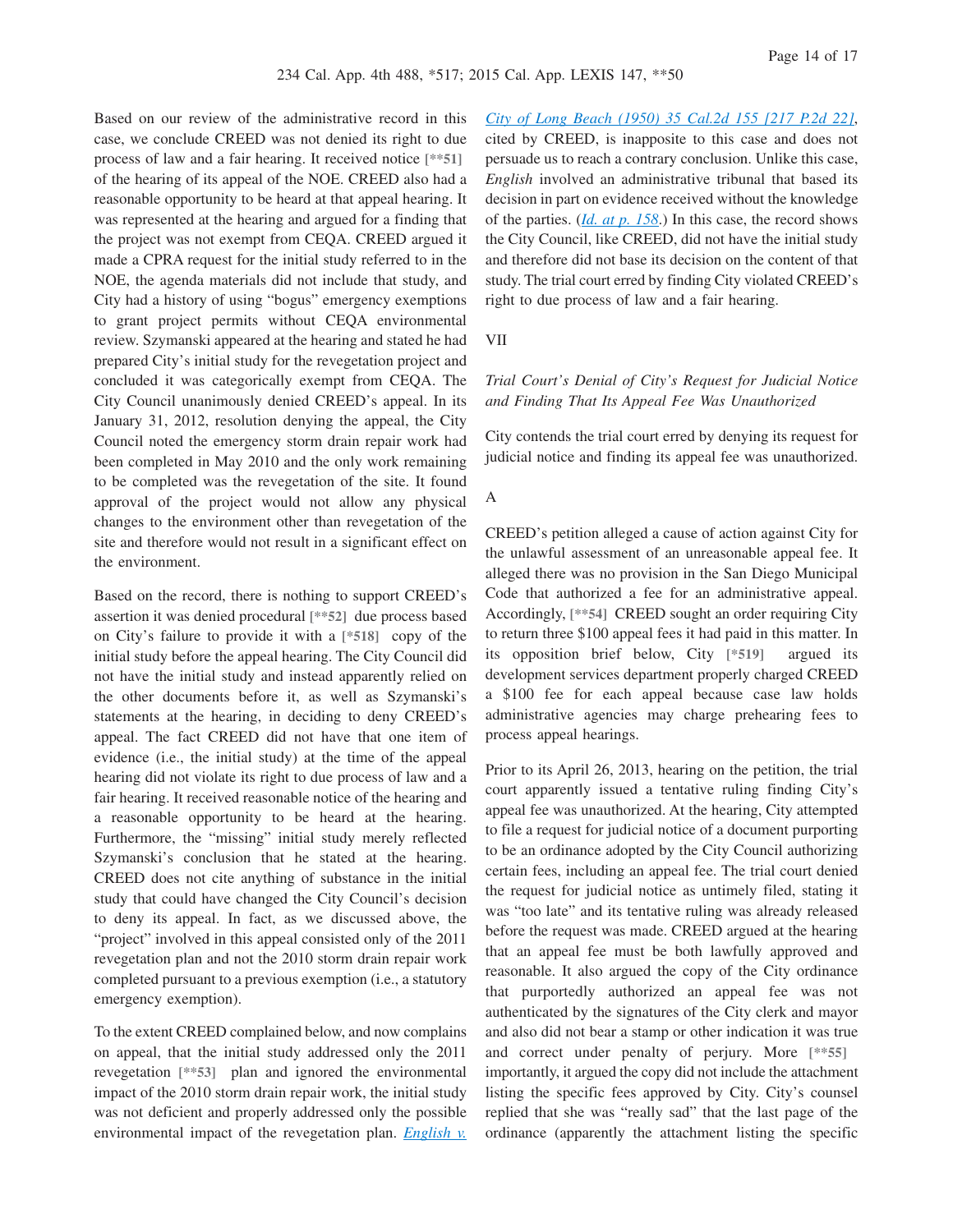Based on our review of the administrative record in this case, we conclude CREED was not denied its right to due process of law and a fair hearing. It received notice [**51] of the hearing of its appeal of the NOE. CREED also had a reasonable opportunity to be heard at that appeal hearing. It was represented at the hearing and argued for a finding that the project was not exempt from CEQA. CREED argued it made a CPRA request for the initial study referred to in the NOE, the agenda materials did not include that study, and City had a history of using "bogus" emergency exemptions to grant project permits without CEQA environmental review. Szymanski appeared at the hearing and stated he had prepared City's initial study for the revegetation project and concluded it was categorically exempt from CEQA. The City Council unanimously denied CREED's appeal. In its January 31, 2012, resolution denying the appeal, the City Council noted the emergency storm drain repair work had been completed in May 2010 and the only work remaining to be completed was the revegetation of the site. It found approval of the project would not allow any physical changes to the environment other than revegetation of the site and therefore would not result in a significant effect on the environment.

Based on the record, there is nothing to support CREED's assertion it was denied procedural [**52] due process based on City's failure to provide it with a [*518] copy of the initial study before the appeal hearing. The City Council did not have the initial study and instead apparently relied on the other documents before it, as well as Szymanski's statements at the hearing, in deciding to deny CREED's appeal. The fact CREED did not have that one item of evidence (i.e., the initial study) at the time of the appeal hearing did not violate its right to due process of law and a fair hearing. It received reasonable notice of the hearing and a reasonable opportunity to be heard at the hearing. Furthermore, the "missing" initial study merely reflected Szymanski's conclusion that he stated at the hearing. CREED does not cite anything of substance in the initial study that could have changed the City Council's decision to deny its appeal. In fact, as we discussed above, the "project" involved in this appeal consisted only of the 2011 revegetation plan and not the 2010 storm drain repair work completed pursuant to a previous exemption (i.e., a statutory emergency exemption).

To the extent CREED complained below, and now complains on appeal, that the initial study addressed only the 2011 revegetation [**53] plan and ignored the environmental impact of the 2010 storm drain repair work, the initial study was not deficient and properly addressed only the possible environmental impact of the revegetation plan. *English v. City of Long Beach (1950) 35 Cal.2d 155 [217 P.2d 22]*, cited by CREED, is inapposite to this case and does not persuade us to reach a contrary conclusion. Unlike this case, *English* involved an administrative tribunal that based its decision in part on evidence received without the knowledge of the parties. (*Id. at p. 158*.) In this case, the record shows the City Council, like CREED, did not have the initial study and therefore did not base its decision on the content of that study. The trial court erred by finding City violated CREED's right to due process of law and a fair hearing.

## VII

### *Trial Court's Denial of City's Request for Judicial Notice and Finding That Its Appeal Fee Was Unauthorized*

City contends the trial court erred by denying its request for judicial notice and finding its appeal fee was unauthorized.

#### A

CREED's petition alleged a cause of action against City for the unlawful assessment of an unreasonable appeal fee. It alleged there was no provision in the San Diego Municipal Code that authorized a fee for an administrative appeal. Accordingly, [**54] CREED sought an order requiring City to return three $100 appeal fees it had paid in this matter. In its opposition brief below, City [*519] argued its development services department properly charged CREED a $100 fee for each appeal because case law holds administrative agencies may charge prehearing fees to process appeal hearings.

Prior to its April 26, 2013, hearing on the petition, the trial court apparently issued a tentative ruling finding City's appeal fee was unauthorized. At the hearing, City attempted to file a request for judicial notice of a document purporting to be an ordinance adopted by the City Council authorizing certain fees, including an appeal fee. The trial court denied the request for judicial notice as untimely filed, stating it was "too late" and its tentative ruling was already released before the request was made. CREED argued at the hearing that an appeal fee must be both lawfully approved and reasonable. It also argued the copy of the City ordinance that purportedly authorized an appeal fee was not authenticated by the signatures of the City clerk and mayor and also did not bear a stamp or other indication it was true and correct under penalty of perjury. More [**55] importantly, it argued the copy did not include the attachment listing the specific fees approved by City. City's counsel replied that she was "really sad" that the last page of the ordinance (apparently the attachment listing the specific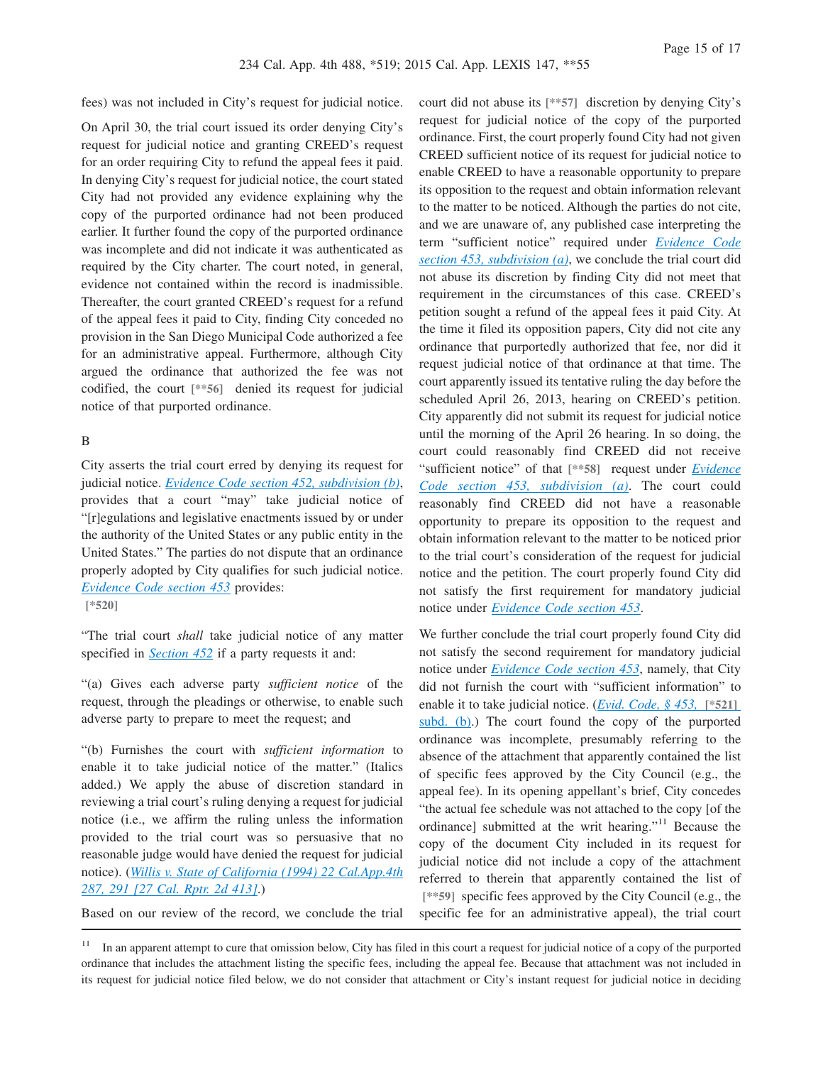fees) was not included in City's request for judicial notice.

On April 30, the trial court issued its order denying City's request for judicial notice and granting CREED's request for an order requiring City to refund the appeal fees it paid. In denying City's request for judicial notice, the court stated City had not provided any evidence explaining why the copy of the purported ordinance had not been produced earlier. It further found the copy of the purported ordinance was incomplete and did not indicate it was authenticated as required by the City charter. The court noted, in general, evidence not contained within the record is inadmissible. Thereafter, the court granted CREED's request for a refund of the appeal fees it paid to City, finding City conceded no provision in the San Diego Municipal Code authorized a fee for an administrative appeal. Furthermore, although City argued the ordinance that authorized the fee was not codified, the court [**56] denied its request for judicial notice of that purported ordinance.

B

City asserts the trial court erred by denying its request for judicial notice. Evidence Code section 452, subdivision (b), provides that a court "may" take judicial notice of "[r]egulations and legislative enactments issued by or under the authority of the United States or any public entity in the United States." The parties do not dispute that an ordinance properly adopted by City qualifies for such judicial notice. Evidence Code section 453 provides:
[*520]

"The trial court *shall* take judicial notice of any matter specified in Section 452 if a party requests it and:

"(a) Gives each adverse party *sufficient notice* of the request, through the pleadings or otherwise, to enable such adverse party to prepare to meet the request; and

"(b) Furnishes the court with *sufficient information* to enable it to take judicial notice of the matter." (Italics added.) We apply the abuse of discretion standard in reviewing a trial court's ruling denying a request for judicial notice (i.e., we affirm the ruling unless the information provided to the trial court was so persuasive that no reasonable judge would have denied the request for judicial notice). (Willis v. State of California (1994) 22 Cal.App.4th 287, 291 [27 Cal. Rptr. 2d 413].)

Based on our review of the record, we conclude the trial court did not abuse its [**57] discretion by denying City's request for judicial notice of the copy of the purported ordinance. First, the court properly found City had not given CREED sufficient notice of its request for judicial notice to enable CREED to have a reasonable opportunity to prepare its opposition to the request and obtain information relevant to the matter to be noticed. Although the parties do not cite, and we are unaware of, any published case interpreting the term "sufficient notice" required under Evidence Code section 453, subdivision (a), we conclude the trial court did not abuse its discretion by finding City did not meet that requirement in the circumstances of this case. CREED's petition sought a refund of the appeal fees it paid City. At the time it filed its opposition papers, City did not cite any ordinance that purportedly authorized that fee, nor did it request judicial notice of that ordinance at that time. The court apparently issued its tentative ruling the day before the scheduled April 26, 2013, hearing on CREED's petition. City apparently did not submit its request for judicial notice until the morning of the April 26 hearing. In so doing, the court could reasonably find CREED did not receive "sufficient notice" of that [**58] request under Evidence Code section 453, subdivision (a). The court could reasonably find CREED did not have a reasonable opportunity to prepare its opposition to the request and obtain information relevant to the matter to be noticed prior to the trial court's consideration of the request for judicial notice and the petition. The court properly found City did not satisfy the first requirement for mandatory judicial notice under Evidence Code section 453.

We further conclude the trial court properly found City did not satisfy the second requirement for mandatory judicial notice under Evidence Code section 453, namely, that City did not furnish the court with "sufficient information" to enable it to take judicial notice. (Evid. Code, § 453, [*521] subd. (b).) The court found the copy of the purported ordinance was incomplete, presumably referring to the absence of the attachment that apparently contained the list of specific fees approved by the City Council (e.g., the appeal fee). In its opening appellant's brief, City concedes "the actual fee schedule was not attached to the copy [of the ordinance] submitted at the writ hearing."[11] Because the copy of the document City included in its request for judicial notice did not include a copy of the attachment referred to therein that apparently contained the list of [**59] specific fees approved by the City Council (e.g., the specific fee for an administrative appeal), the trial court

---

[11] In an apparent attempt to cure that omission below, City has filed in this court a request for judicial notice of a copy of the purported ordinance that includes the attachment listing the specific fees, including the appeal fee. Because that attachment was not included in its request for judicial notice filed below, we do not consider that attachment or City's instant request for judicial notice in deciding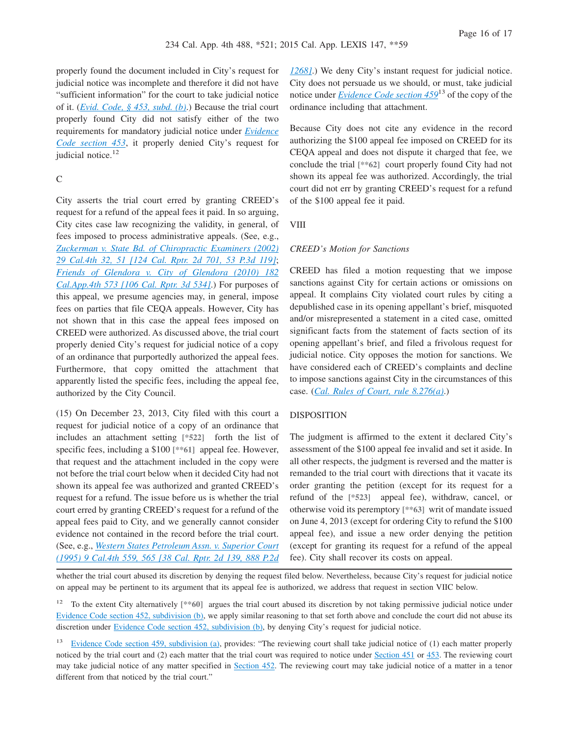properly found the document included in City's request for judicial notice was incomplete and therefore it did not have "sufficient information" for the court to take judicial notice of it. (*Evid. Code, § 453, subd. (b)*.) Because the trial court properly found City did not satisfy either of the two requirements for mandatory judicial notice under *Evidence Code section 453*, it properly denied City's request for judicial notice.[12]

C

City asserts the trial court erred by granting CREED's request for a refund of the appeal fees it paid. In so arguing, City cites case law recognizing the validity, in general, of fees imposed to process administrative appeals. (See, e.g., *Zuckerman v. State Bd. of Chiropractic Examiners (2002) 29 Cal.4th 32, 51 [124 Cal. Rptr. 2d 701, 53 P.3d 119]*; *Friends of Glendora v. City of Glendora (2010) 182 Cal.App.4th 573 [106 Cal. Rptr. 3d 534]*.) For purposes of this appeal, we presume agencies may, in general, impose fees on parties that file CEQA appeals. However, City has not shown that in this case the appeal fees imposed on CREED were authorized. As discussed above, the trial court properly denied City's request for judicial notice of a copy of an ordinance that purportedly authorized the appeal fees. Furthermore, that copy omitted the attachment that apparently listed the specific fees, including the appeal fee, authorized by the City Council.

(15) On December 23, 2013, City filed with this court a request for judicial notice of a copy of an ordinance that includes an attachment setting [*522] forth the list of specific fees, including a $100 [**61] appeal fee. However, that request and the attachment included in the copy were not before the trial court below when it decided City had not shown its appeal fee was authorized and granted CREED's request for a refund. The issue before us is whether the trial court erred by granting CREED's request for a refund of the appeal fees paid to City, and we generally cannot consider evidence not contained in the record before the trial court. (See, e.g., *Western States Petroleum Assn. v. Superior Court (1995) 9 Cal.4th 559, 565 [38 Cal. Rptr. 2d 139, 888 P.2d 1268]*.) We deny City's instant request for judicial notice. City does not persuade us we should, or must, take judicial notice under *Evidence Code section 459*[13] of the copy of the ordinance including that attachment.

Because City does not cite any evidence in the record authorizing the $100 appeal fee imposed on CREED for its CEQA appeal and does not dispute it charged that fee, we conclude the trial [**62] court properly found City had not shown its appeal fee was authorized. Accordingly, the trial court did not err by granting CREED's request for a refund of the $100 appeal fee it paid.

VIII

*CREED's Motion for Sanctions*

CREED has filed a motion requesting that we impose sanctions against City for certain actions or omissions on appeal. It complains City violated court rules by citing a depublished case in its opening appellant's brief, misquoted and/or misrepresented a statement in a cited case, omitted significant facts from the statement of facts section of its opening appellant's brief, and filed a frivolous request for judicial notice. City opposes the motion for sanctions. We have considered each of CREED's complaints and decline to impose sanctions against City in the circumstances of this case. (*Cal. Rules of Court, rule 8.276(a)*.)

DISPOSITION

The judgment is affirmed to the extent it declared City's assessment of the $100 appeal fee invalid and set it aside. In all other respects, the judgment is reversed and the matter is remanded to the trial court with directions that it vacate its order granting the petition (except for its request for a refund of the [*523] appeal fee), withdraw, cancel, or otherwise void its peremptory [**63] writ of mandate issued on June 4, 2013 (except for ordering City to refund the $100 appeal fee), and issue a new order denying the petition (except for granting its request for a refund of the appeal fee). City shall recover its costs on appeal.

---

whether the trial court abused its discretion by denying the request filed below. Nevertheless, because City's request for judicial notice on appeal may be pertinent to its argument that its appeal fee is authorized, we address that request in section VIIC below.

[12] To the extent City alternatively [**60] argues the trial court abused its discretion by not taking permissive judicial notice under Evidence Code section 452, subdivision (b), we apply similar reasoning to that set forth above and conclude the court did not abuse its discretion under Evidence Code section 452, subdivision (b), by denying City's request for judicial notice.

[13] Evidence Code section 459, subdivision (a), provides: "The reviewing court shall take judicial notice of (1) each matter properly noticed by the trial court and (2) each matter that the trial court was required to notice under Section 451 or 453. The reviewing court may take judicial notice of any matter specified in Section 452. The reviewing court may take judicial notice of a matter in a tenor different from that noticed by the trial court."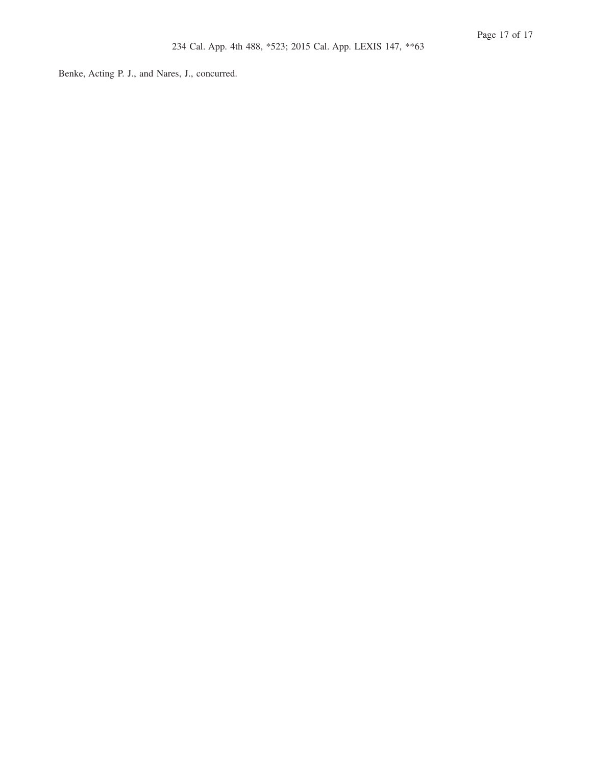Benke, Acting P. J., and Nares, J., concurred.